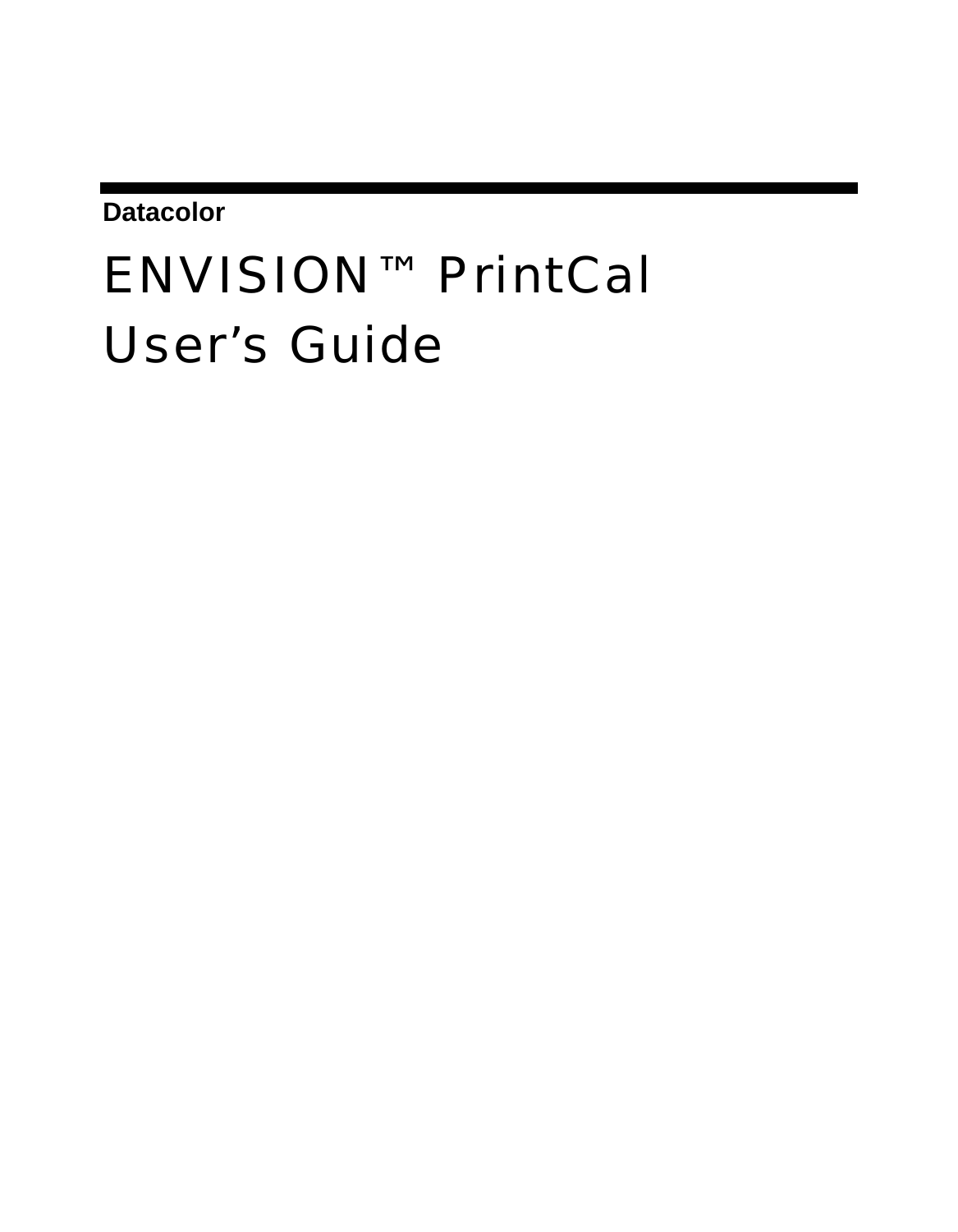**Datacolor**

# ENVISION™ PrintCal User's Guide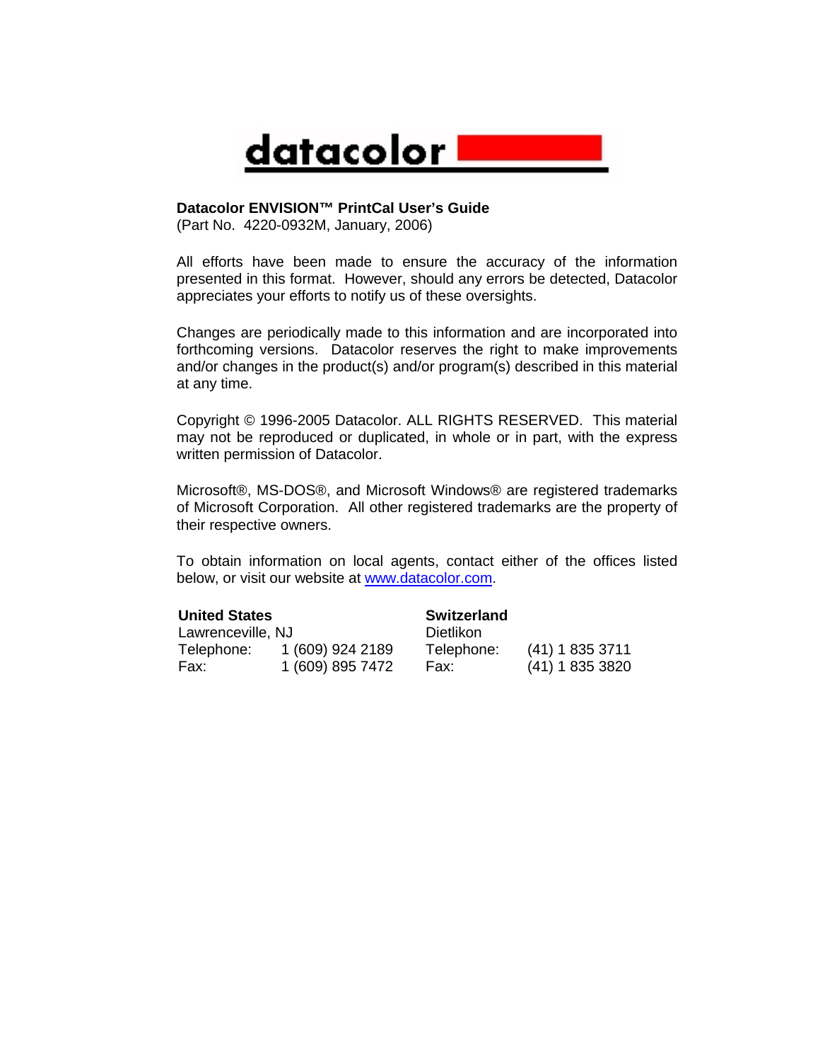**Datacolor ENVISION™ PrintCal User's Guide**
(Part No. 4220-0932M, January, 2006)

All efforts have been made to ensure the accuracy of the information presented in this format. However, should any errors be detected, Datacolor appreciates your efforts to notify us of these oversights.

Changes are periodically made to this information and are incorporated into forthcoming versions. Datacolor reserves the right to make improvements and/or changes in the product(s) and/or program(s) described in this material at any time.

Copyright © 1996-2005 Datacolor. ALL RIGHTS RESERVED. This material may not be reproduced or duplicated, in whole or in part, with the express written permission of Datacolor.

Microsoft®, MS-DOS®, and Microsoft Windows® are registered trademarks of Microsoft Corporation. All other registered trademarks are the property of their respective owners.

To obtain information on local agents, contact either of the offices listed below, or visit our website at www.datacolor.com.

**United States**
Lawrenceville, NJ
Telephone: 1 (609) 924 2189
Fax: 1 (609) 895 7472

**Switzerland**
Dietlikon
Telephone: (41) 1 835 3711
Fax: (41) 1 835 3820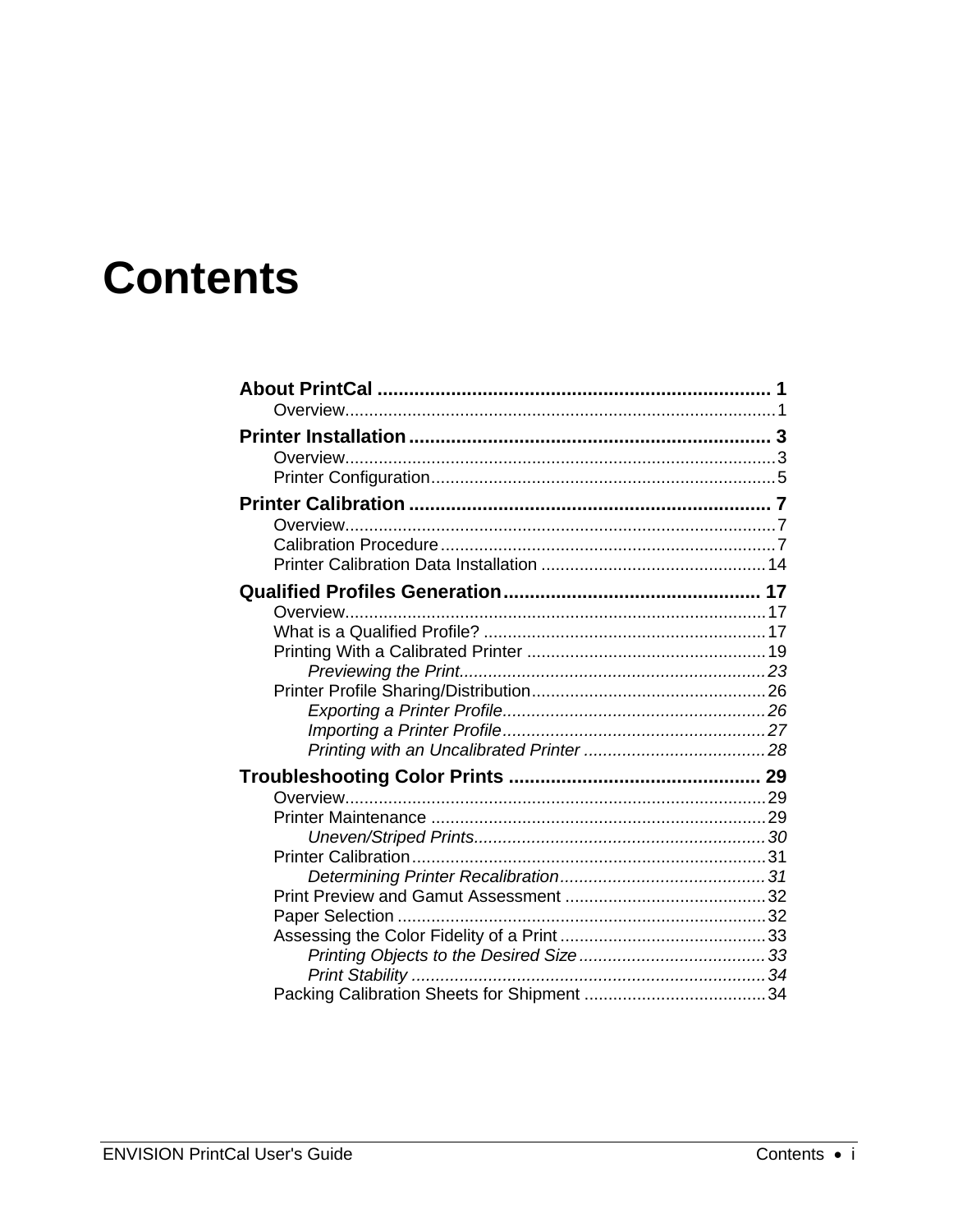# Contents

**About PrintCal** ........................................................................ **1**

- Overview........................................................................................1

**Printer Installation** ..................................................................... **3**

- Overview........................................................................................3
- Printer Configuration.......................................................................5

**Printer Calibration** ...................................................................... **7**

- Overview........................................................................................7
- Calibration Procedure.....................................................................7
- Printer Calibration Data Installation ..............................................14

**Qualified Profiles Generation** .................................................. **17**

- Overview.......................................................................................17
- What is a Qualified Profile? ..........................................................17
- Printing With a Calibrated Printer .................................................19
  - *Previewing the Print...............................................................23*
- Printer Profile Sharing/Distribution................................................26
  - *Exporting a Printer Profile......................................................26*
  - *Importing a Printer Profile......................................................27*
  - *Printing with an Uncalibrated Printer .....................................28*

**Troubleshooting Color Prints** ................................................. **29**

- Overview.......................................................................................29
- Printer Maintenance .....................................................................29
  - *Uneven/Striped Prints............................................................30*
- Printer Calibration.........................................................................31
  - *Determining Printer Recalibration..........................................31*
- Print Preview and Gamut Assessment .........................................32
- Paper Selection ............................................................................32
- Assessing the Color Fidelity of a Print ..........................................33
  - *Printing Objects to the Desired Size......................................33*
  - *Print Stability .........................................................................34*
- Packing Calibration Sheets for Shipment .....................................34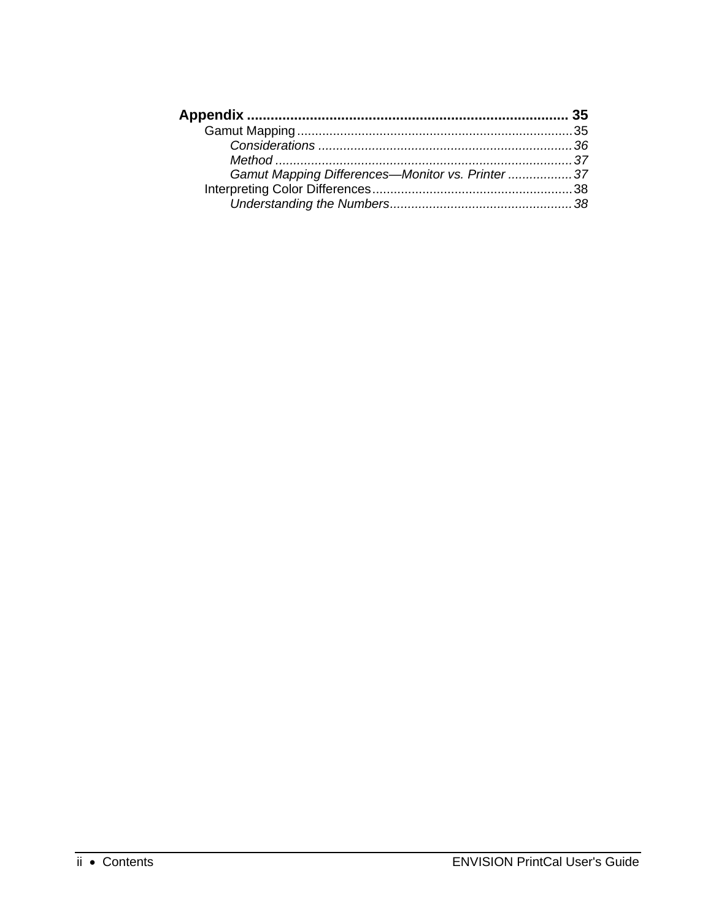**Appendix ..................................................................................... 35**

Gamut Mapping.............................................................................35

*Considerations .......................................................................36*

*Method ..................................................................................37*

*Gamut Mapping Differences—Monitor vs. Printer ..................37*

Interpreting Color Differences........................................................38

*Understanding the Numbers...................................................38*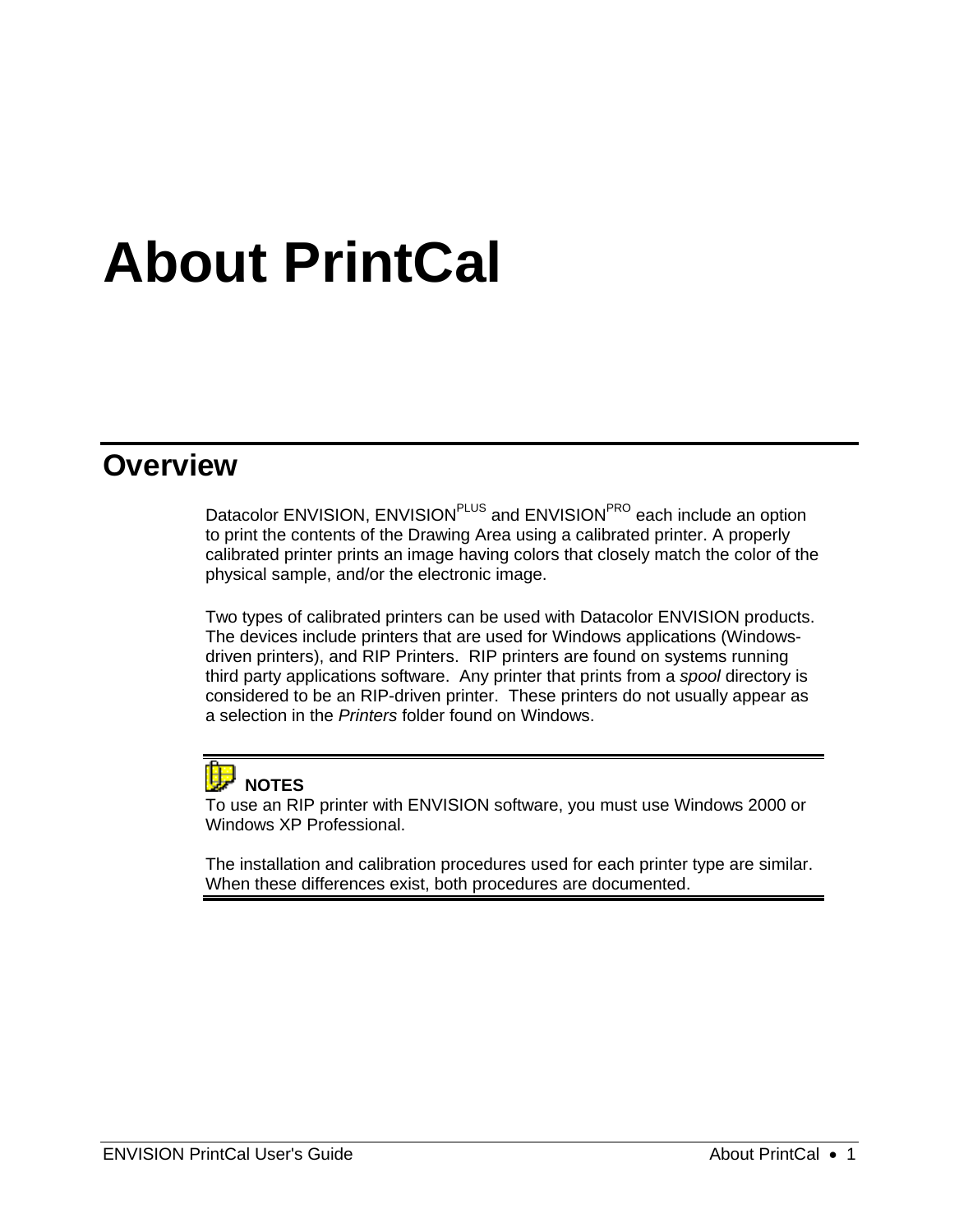# About PrintCal

## Overview

Datacolor ENVISION, ENVISION$^{PLUS}$ and ENVISION$^{PRO}$ each include an option to print the contents of the Drawing Area using a calibrated printer. A properly calibrated printer prints an image having colors that closely match the color of the physical sample, and/or the electronic image.

Two types of calibrated printers can be used with Datacolor ENVISION products. The devices include printers that are used for Windows applications (Windows-driven printers), and RIP Printers. RIP printers are found on systems running third party applications software. Any printer that prints from a *spool* directory is considered to be an RIP-driven printer. These printers do not usually appear as a selection in the *Printers* folder found on Windows.

**NOTES**

To use an RIP printer with ENVISION software, you must use Windows 2000 or Windows XP Professional.

The installation and calibration procedures used for each printer type are similar. When these differences exist, both procedures are documented.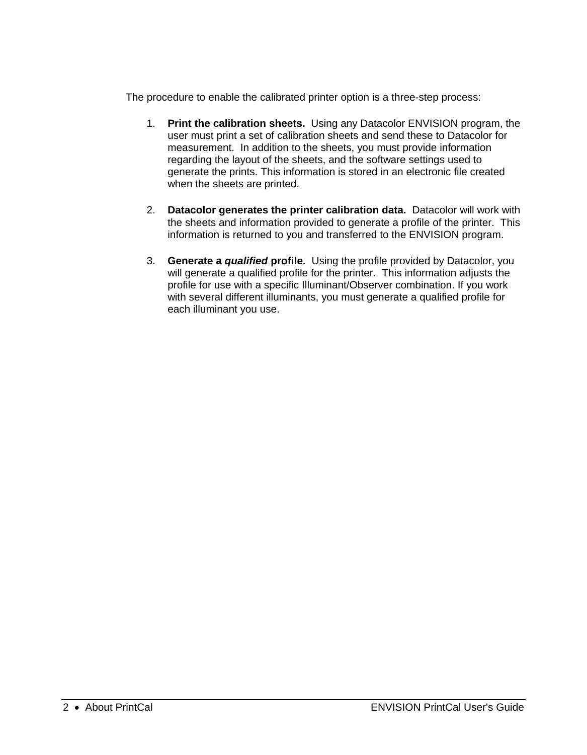The procedure to enable the calibrated printer option is a three-step process:

1. **Print the calibration sheets.** Using any Datacolor ENVISION program, the user must print a set of calibration sheets and send these to Datacolor for measurement. In addition to the sheets, you must provide information regarding the layout of the sheets, and the software settings used to generate the prints. This information is stored in an electronic file created when the sheets are printed.

2. **Datacolor generates the printer calibration data.** Datacolor will work with the sheets and information provided to generate a profile of the printer. This information is returned to you and transferred to the ENVISION program.

3. **Generate a *qualified* profile.** Using the profile provided by Datacolor, you will generate a qualified profile for the printer. This information adjusts the profile for use with a specific Illuminant/Observer combination. If you work with several different illuminants, you must generate a qualified profile for each illuminant you use.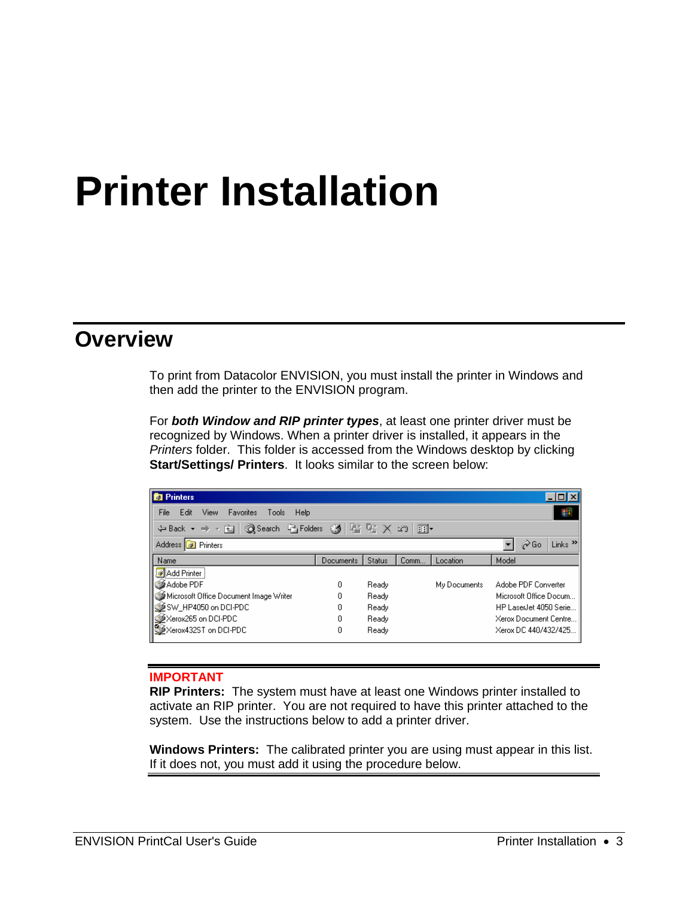# Printer Installation

## Overview

To print from Datacolor ENVISION, you must install the printer in Windows and then add the printer to the ENVISION program.

For ***both Window and RIP printer types***, at least one printer driver must be recognized by Windows. When a printer driver is installed, it appears in the *Printers* folder. This folder is accessed from the Windows desktop by clicking **Start/Settings/ Printers**. It looks similar to the screen below:

| Name | Documents | Status | Comm... | Location | Model |
|---|---|---|---|---|---|
| Add Printer | | | | | |
| Adobe PDF | 0 | Ready | | My Documents | Adobe PDF Converter |
| Microsoft Office Document Image Writer | 0 | Ready | | | Microsoft Office Docum... |
| SW_HP4050 on DCI-PDC | 0 | Ready | | | HP LaserJet 4050 Serie... |
| Xerox265 on DCI-PDC | 0 | Ready | | | Xerox Document Centre... |
| Xerox432ST on DCI-PDC | 0 | Ready | | | Xerox DC 440/432/425... |

**IMPORTANT**

**RIP Printers:** The system must have at least one Windows printer installed to activate an RIP printer. You are not required to have this printer attached to the system. Use the instructions below to add a printer driver.

**Windows Printers:** The calibrated printer you are using must appear in this list. If it does not, you must add it using the procedure below.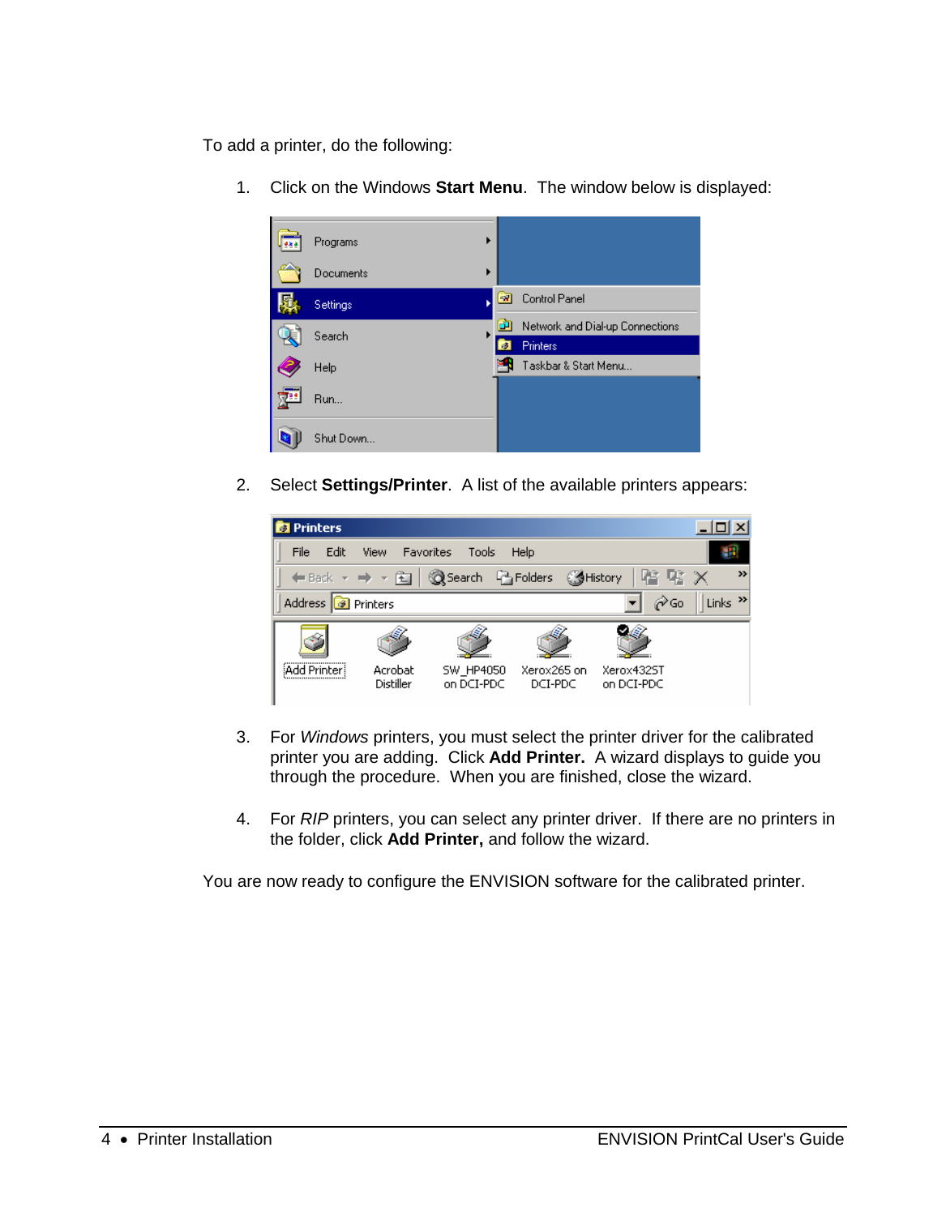To add a printer, do the following:

1. Click on the Windows **Start Menu**. The window below is displayed:

2. Select **Settings/Printer**. A list of the available printers appears:

3. For *Windows* printers, you must select the printer driver for the calibrated printer you are adding. Click **Add Printer.** A wizard displays to guide you through the procedure. When you are finished, close the wizard.

4. For *RIP* printers, you can select any printer driver. If there are no printers in the folder, click **Add Printer,** and follow the wizard.

You are now ready to configure the ENVISION software for the calibrated printer.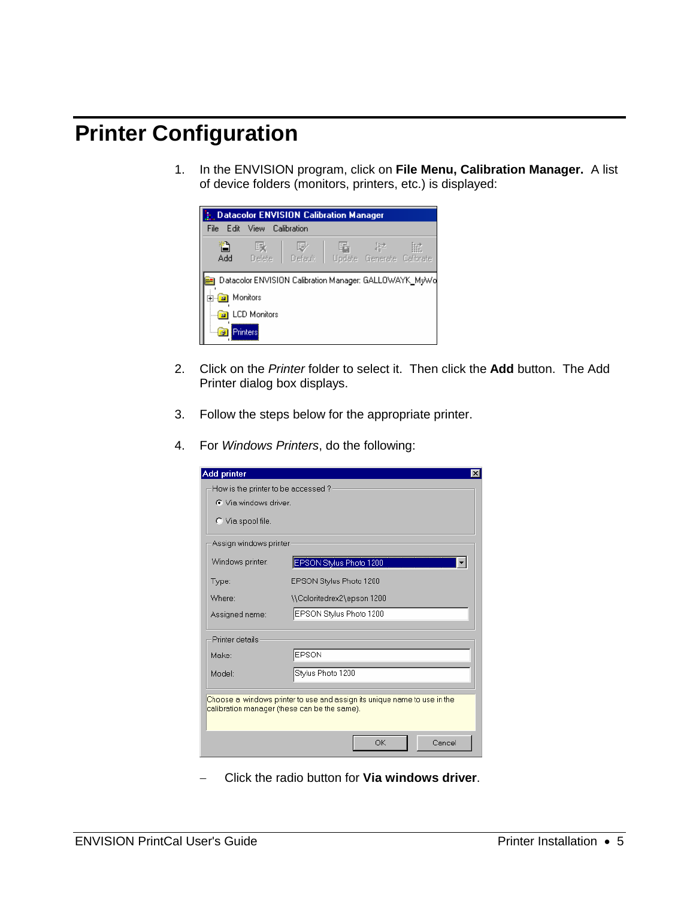# Printer Configuration

1. In the ENVISION program, click on **File Menu, Calibration Manager.** A list of device folders (monitors, printers, etc.) is displayed:

2. Click on the *Printer* folder to select it. Then click the **Add** button. The Add Printer dialog box displays.

3. Follow the steps below for the appropriate printer.

4. For *Windows Printers*, do the following:

   – Click the radio button for **Via windows driver**.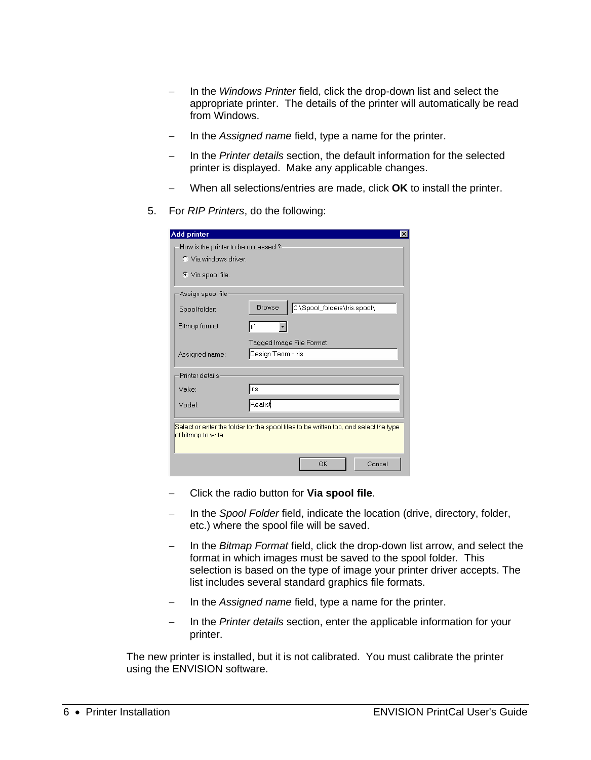- In the *Windows Printer* field, click the drop-down list and select the appropriate printer. The details of the printer will automatically be read from Windows.
- In the *Assigned name* field, type a name for the printer.
- In the *Printer details* section, the default information for the selected printer is displayed. Make any applicable changes.
- When all selections/entries are made, click **OK** to install the printer.

5. For *RIP Printers*, do the following:

    - Click the radio button for **Via spool file**.
    - In the *Spool Folder* field, indicate the location (drive, directory, folder, etc.) where the spool file will be saved.
    - In the *Bitmap Format* field, click the drop-down list arrow, and select the format in which images must be saved to the spool folder. This selection is based on the type of image your printer driver accepts. The list includes several standard graphics file formats.
    - In the *Assigned name* field, type a name for the printer.
    - In the *Printer details* section, enter the applicable information for your printer.

The new printer is installed, but it is not calibrated. You must calibrate the printer using the ENVISION software.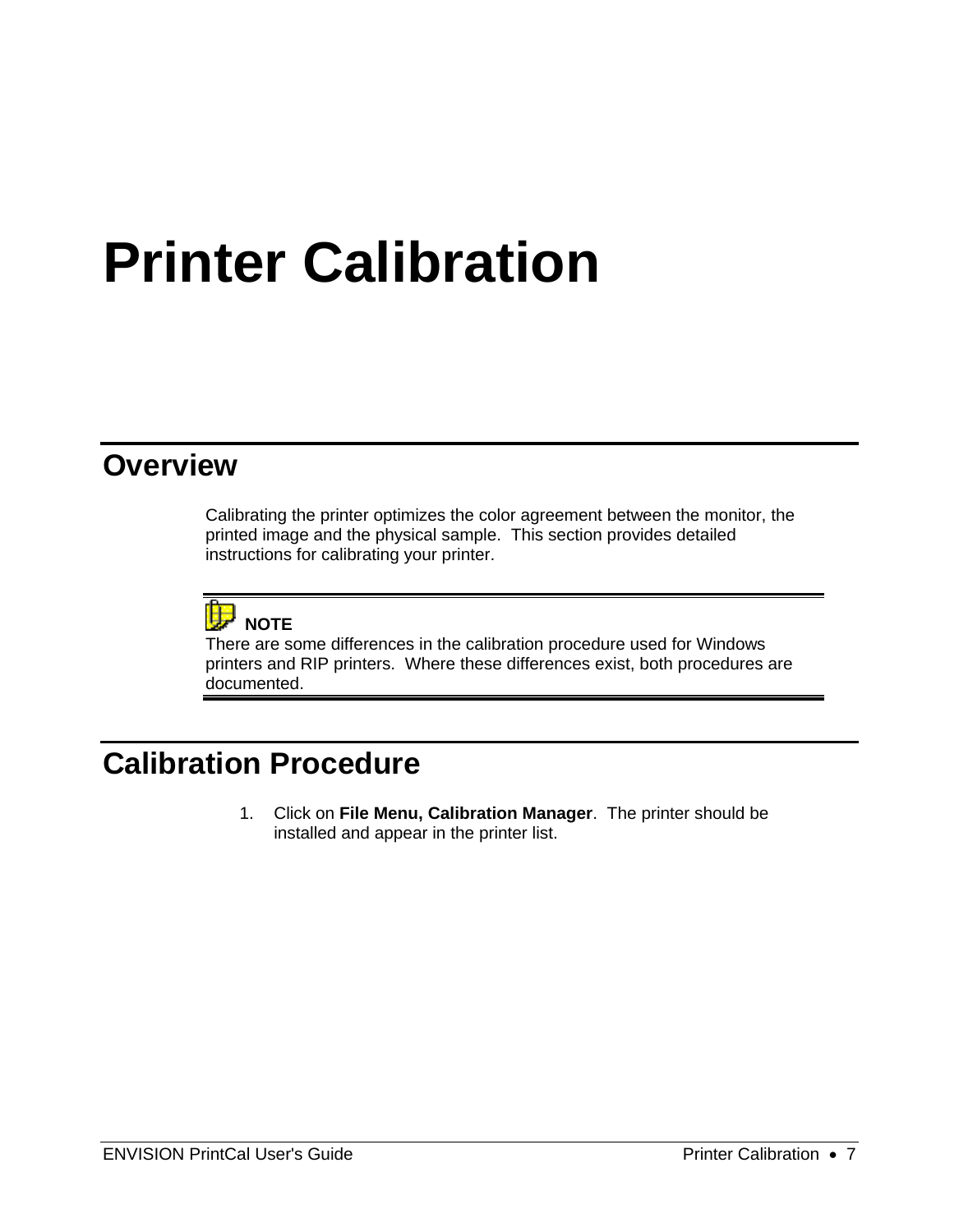# Printer Calibration

## Overview

Calibrating the printer optimizes the color agreement between the monitor, the printed image and the physical sample. This section provides detailed instructions for calibrating your printer.

> **NOTE**
> There are some differences in the calibration procedure used for Windows printers and RIP printers. Where these differences exist, both procedures are documented.

## Calibration Procedure

1. Click on **File Menu, Calibration Manager**. The printer should be installed and appear in the printer list.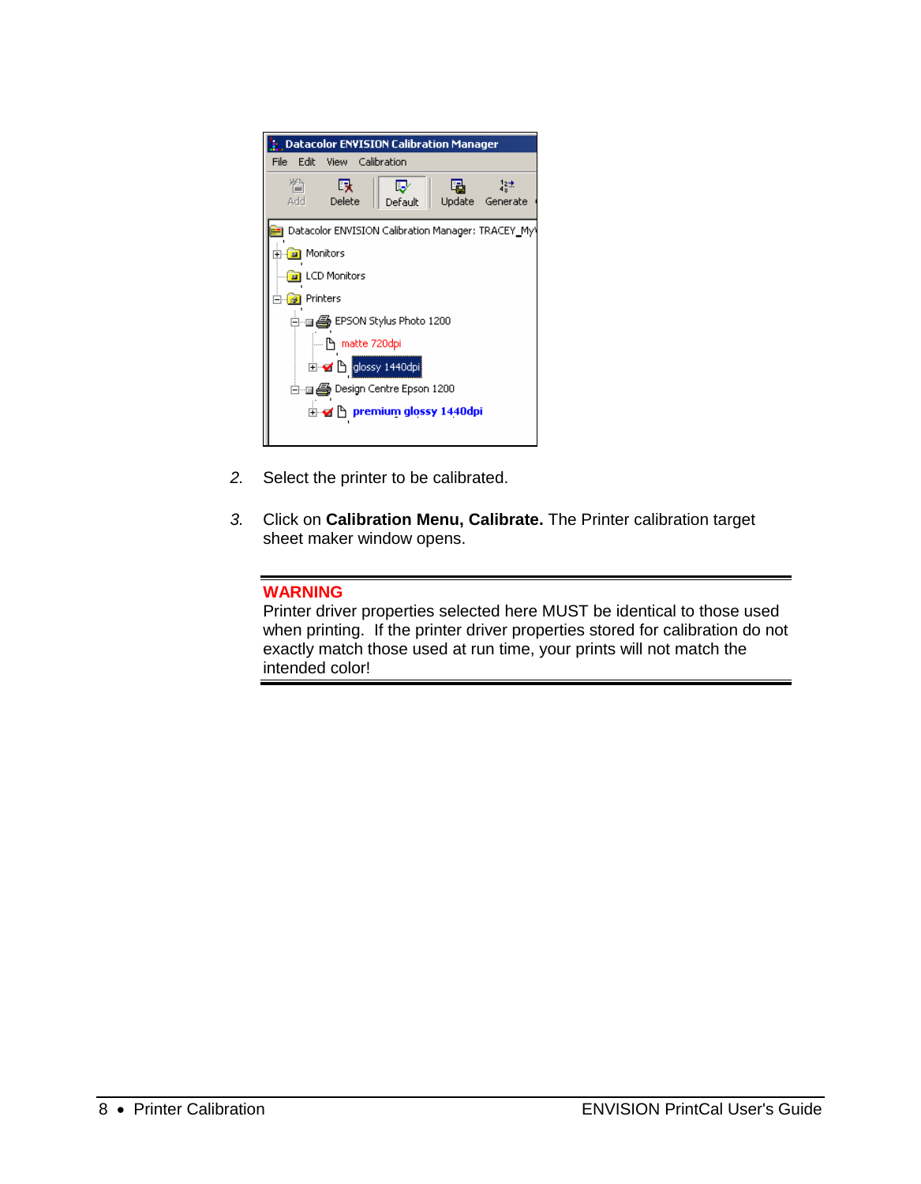2. Select the printer to be calibrated.

3. Click on **Calibration Menu, Calibrate.** The Printer calibration target sheet maker window opens.

---

**WARNING**

Printer driver properties selected here MUST be identical to those used when printing. If the printer driver properties stored for calibration do not exactly match those used at run time, your prints will not match the intended color!

---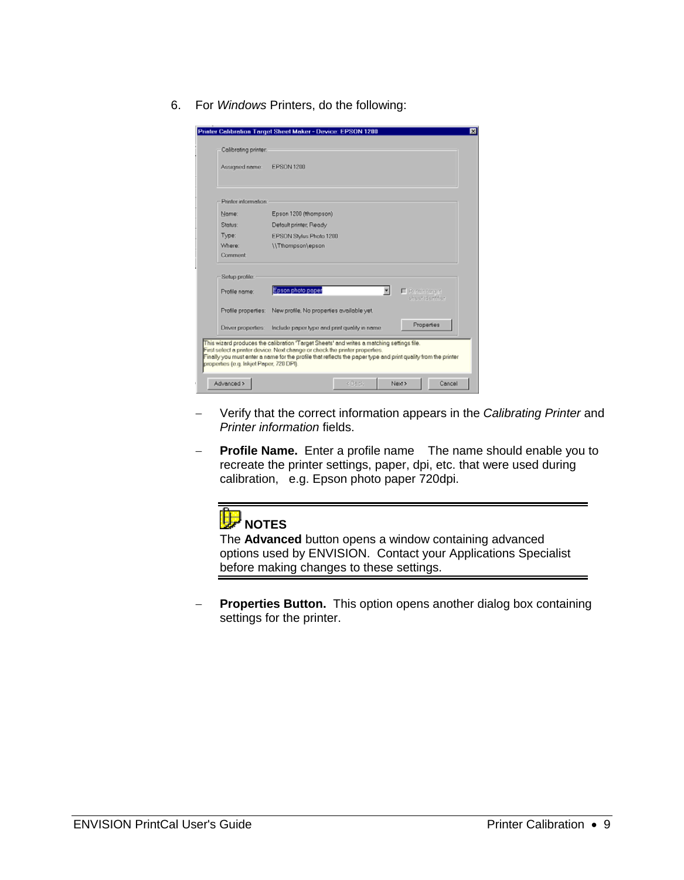6. For *Windows* Printers, do the following:

   – Verify that the correct information appears in the *Calibrating Printer* and *Printer information* fields.

   – **Profile Name.** Enter a profile name The name should enable you to recreate the printer settings, paper, dpi, etc. that were used during calibration, e.g. Epson photo paper 720dpi.

   **NOTES**
   The **Advanced** button opens a window containing advanced options used by ENVISION. Contact your Applications Specialist before making changes to these settings.

   – **Properties Button.** This option opens another dialog box containing settings for the printer.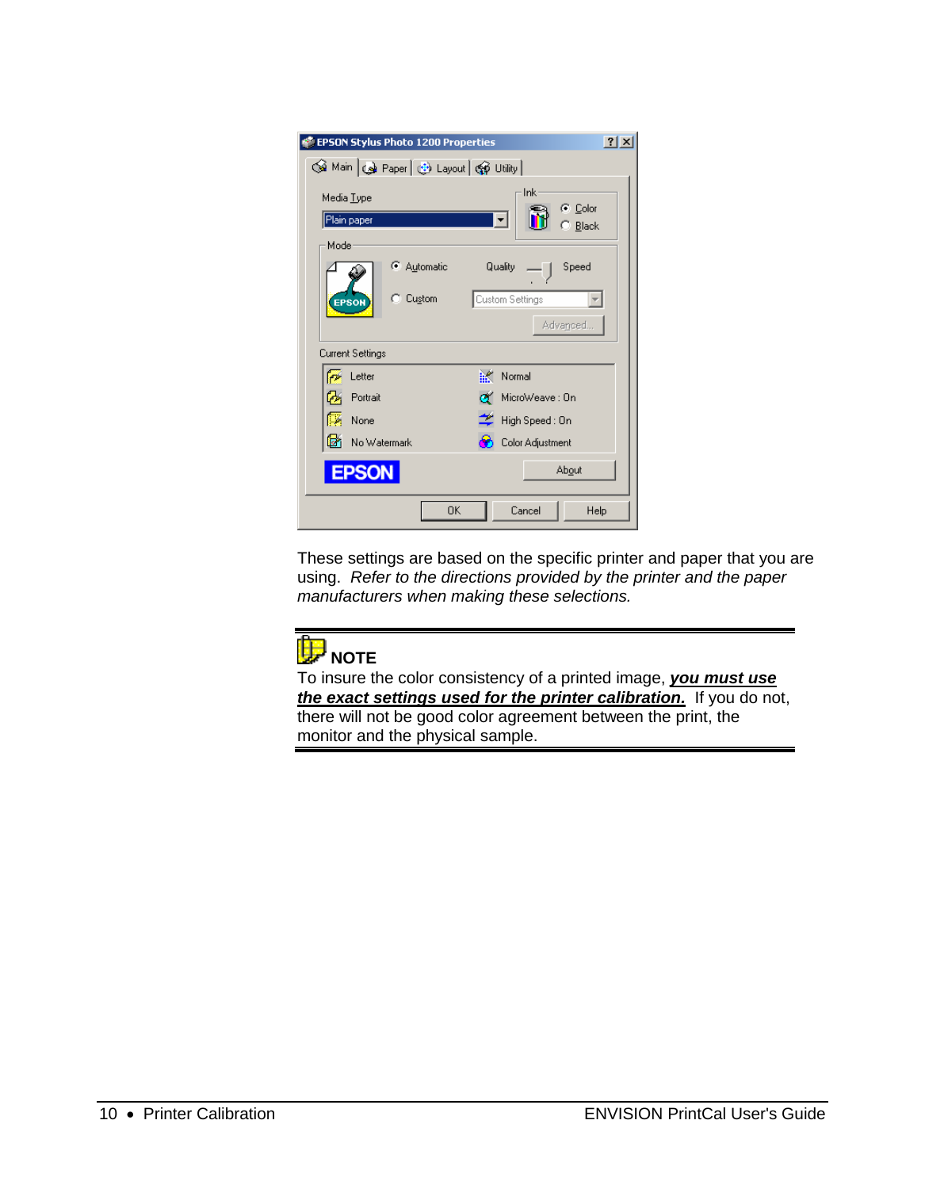These settings are based on the specific printer and paper that you are using. *Refer to the directions provided by the printer and the paper manufacturers when making these selections.*

---

**NOTE**

To insure the color consistency of a printed image, ***you must use the exact settings used for the printer calibration.*** If you do not, there will not be good color agreement between the print, the monitor and the physical sample.

---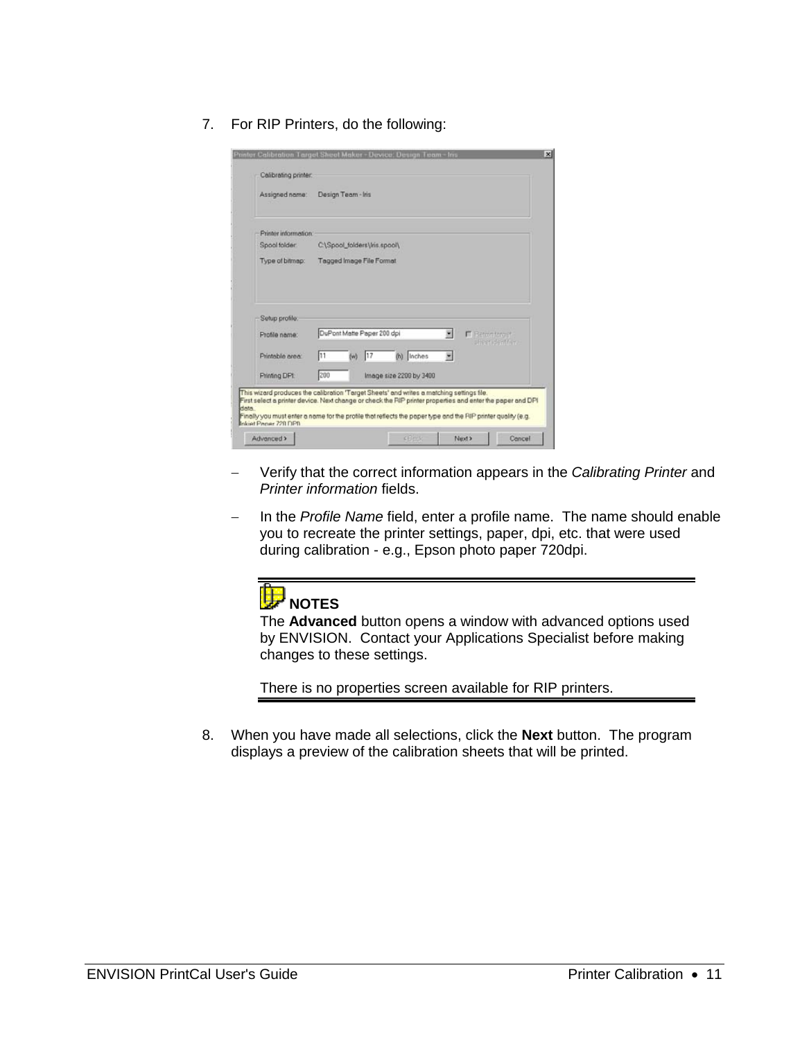7. For RIP Printers, do the following:

   – Verify that the correct information appears in the *Calibrating Printer* and *Printer information* fields.

   – In the *Profile Name* field, enter a profile name. The name should enable you to recreate the printer settings, paper, dpi, etc. that were used during calibration - e.g., Epson photo paper 720dpi.

   **NOTES**

   The **Advanced** button opens a window with advanced options used by ENVISION. Contact your Applications Specialist before making changes to these settings.

   There is no properties screen available for RIP printers.

8. When you have made all selections, click the **Next** button. The program displays a preview of the calibration sheets that will be printed.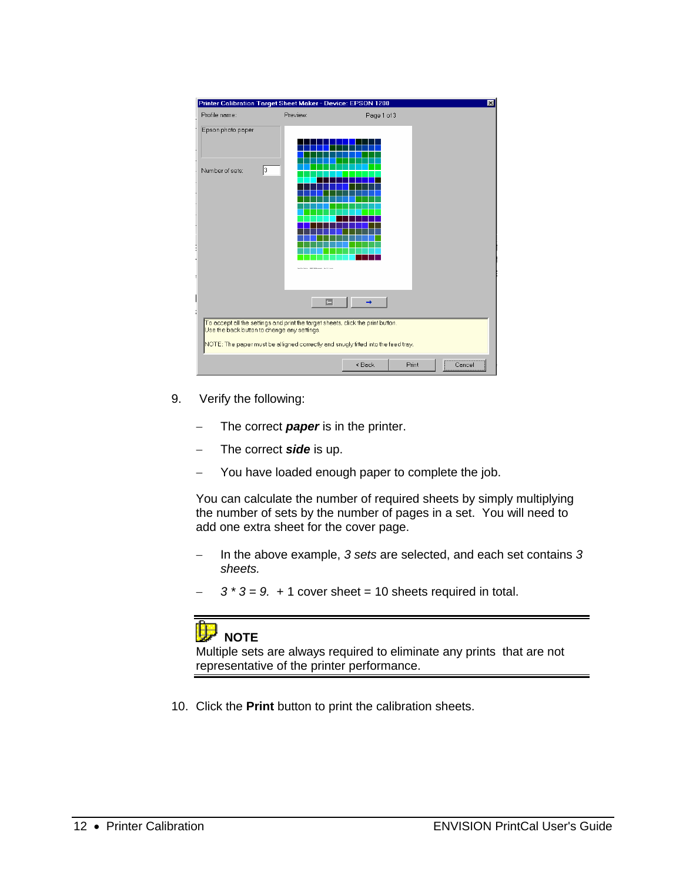9. Verify the following:

   – The correct ***paper*** is in the printer.

   – The correct ***side*** is up.

   – You have loaded enough paper to complete the job.

   You can calculate the number of required sheets by simply multiplying the number of sets by the number of pages in a set. You will need to add one extra sheet for the cover page.

   – In the above example, *3 sets* are selected, and each set contains *3 sheets.*

   – *3 * 3 = 9.* + 1 cover sheet = 10 sheets required in total.

**NOTE**

Multiple sets are always required to eliminate any prints that are not representative of the printer performance.

10. Click the **Print** button to print the calibration sheets.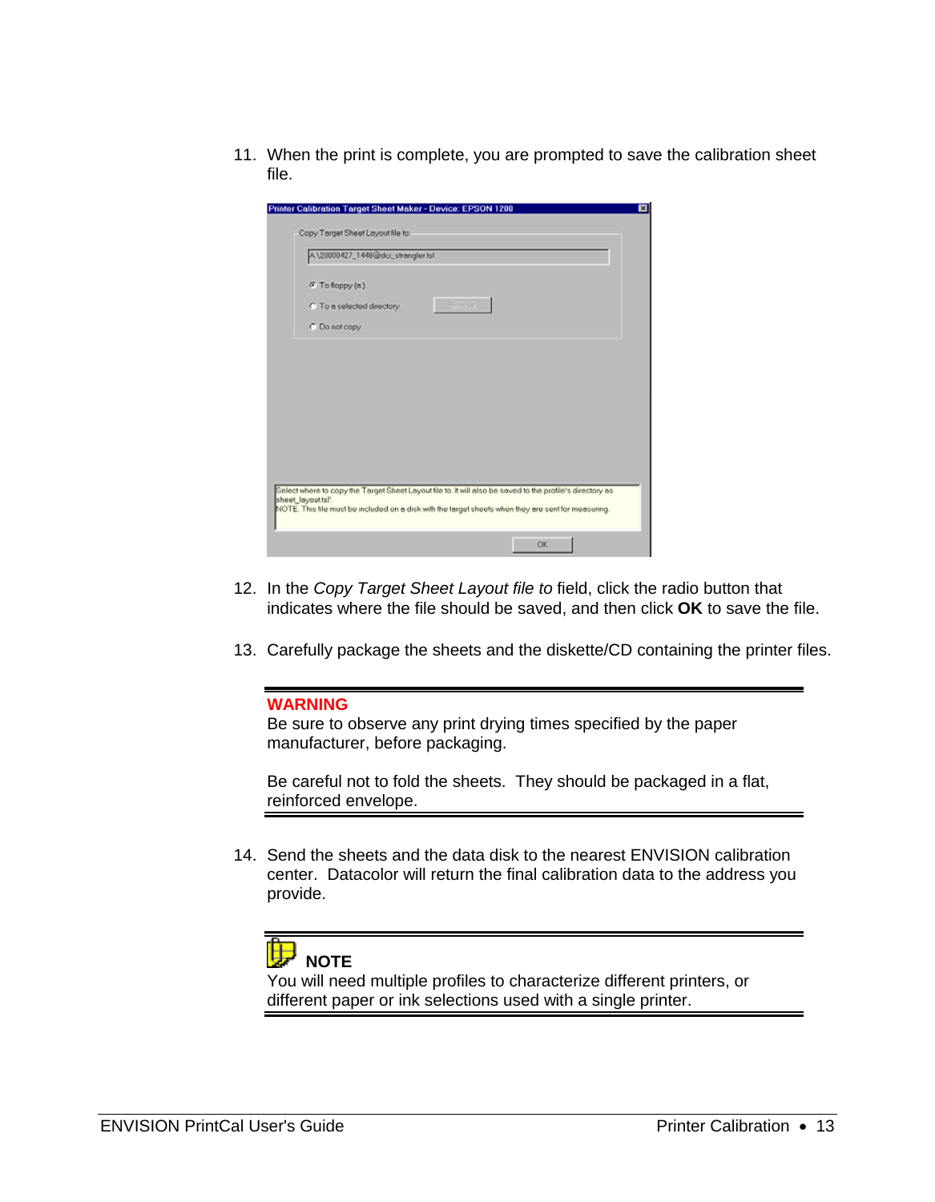11. When the print is complete, you are prompted to save the calibration sheet file.

12. In the *Copy Target Sheet Layout file to* field, click the radio button that indicates where the file should be saved, and then click **OK** to save the file.

13. Carefully package the sheets and the diskette/CD containing the printer files.

---

**WARNING**

Be sure to observe any print drying times specified by the paper manufacturer, before packaging.

Be careful not to fold the sheets. They should be packaged in a flat, reinforced envelope.

---

14. Send the sheets and the data disk to the nearest ENVISION calibration center. Datacolor will return the final calibration data to the address you provide.

---

**NOTE**

You will need multiple profiles to characterize different printers, or different paper or ink selections used with a single printer.

---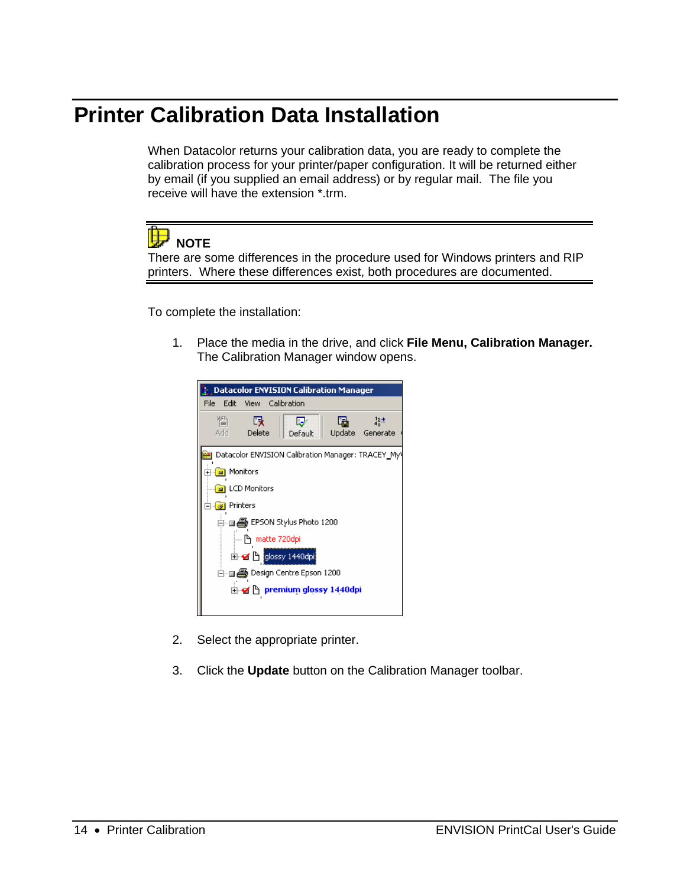# Printer Calibration Data Installation

When Datacolor returns your calibration data, you are ready to complete the calibration process for your printer/paper configuration. It will be returned either by email (if you supplied an email address) or by regular mail. The file you receive will have the extension *.trm.

**NOTE**

There are some differences in the procedure used for Windows printers and RIP printers. Where these differences exist, both procedures are documented.

To complete the installation:

1. Place the media in the drive, and click **File Menu, Calibration Manager.** The Calibration Manager window opens.

2. Select the appropriate printer.

3. Click the **Update** button on the Calibration Manager toolbar.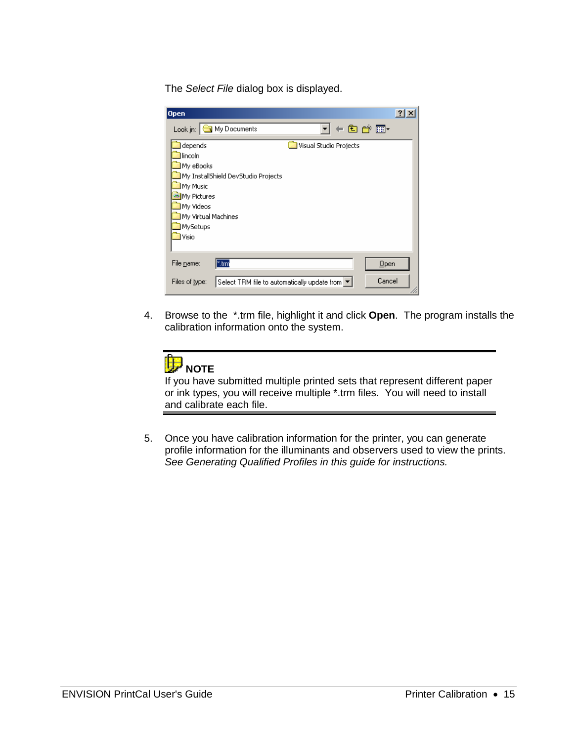The *Select File* dialog box is displayed.

4. Browse to the *.trm file, highlight it and click **Open**. The program installs the calibration information onto the system.

**NOTE**

If you have submitted multiple printed sets that represent different paper or ink types, you will receive multiple *.trm files. You will need to install and calibrate each file.

5. Once you have calibration information for the printer, you can generate profile information for the illuminants and observers used to view the prints. *See Generating Qualified Profiles in this guide for instructions.*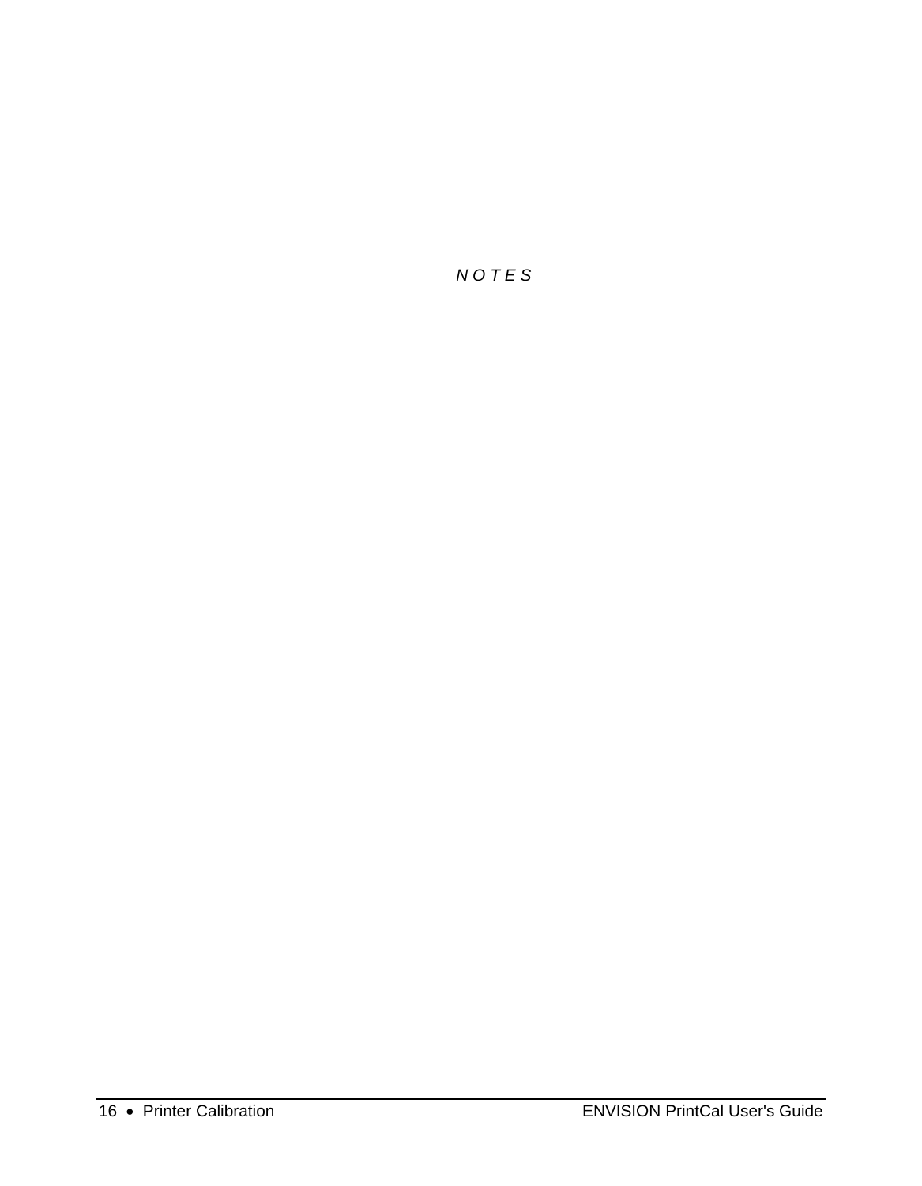*N O T E S*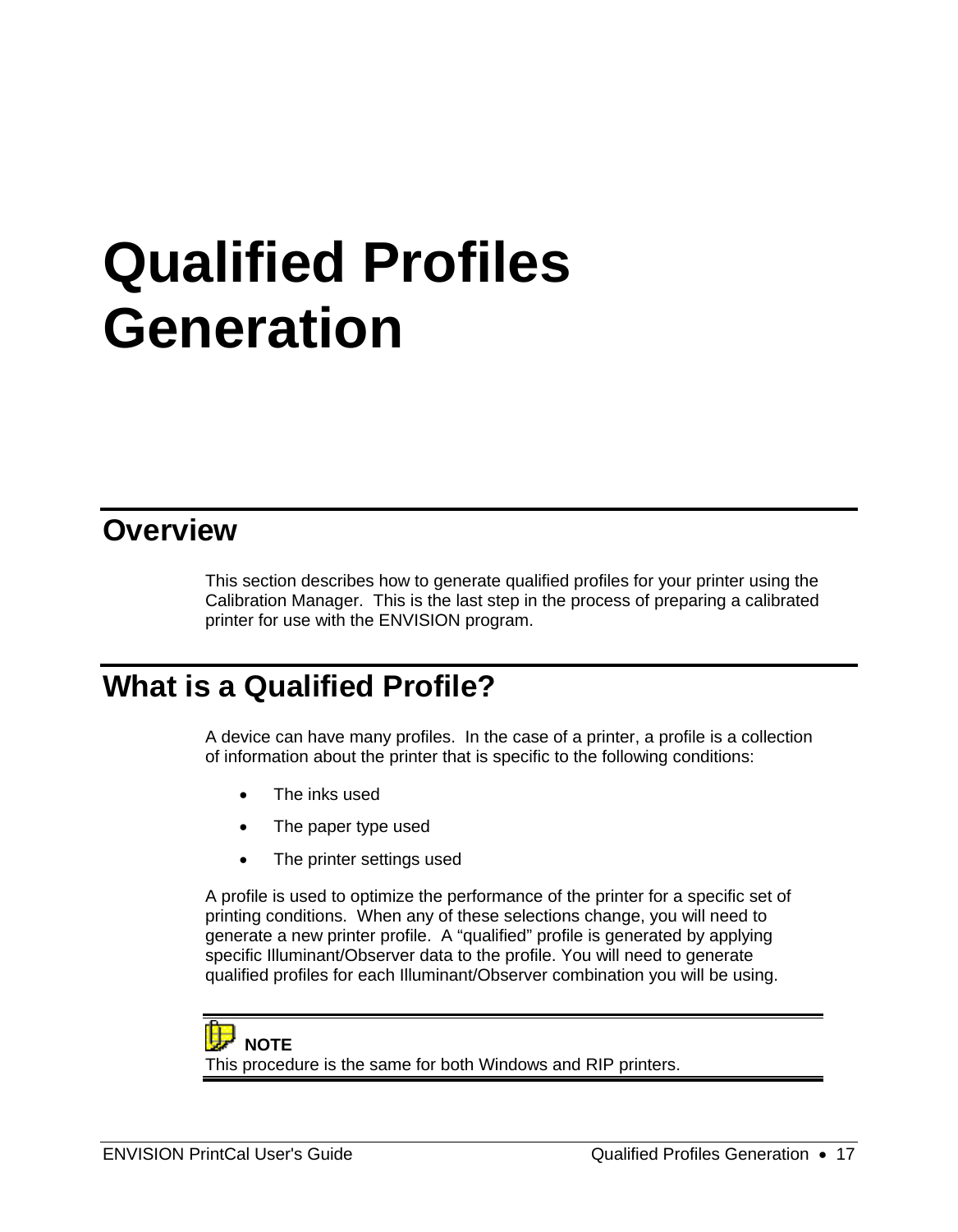# Qualified Profiles Generation

## Overview

This section describes how to generate qualified profiles for your printer using the Calibration Manager. This is the last step in the process of preparing a calibrated printer for use with the ENVISION program.

## What is a Qualified Profile?

A device can have many profiles. In the case of a printer, a profile is a collection of information about the printer that is specific to the following conditions:

- The inks used
- The paper type used
- The printer settings used

A profile is used to optimize the performance of the printer for a specific set of printing conditions. When any of these selections change, you will need to generate a new printer profile. A “qualified” profile is generated by applying specific Illuminant/Observer data to the profile. You will need to generate qualified profiles for each Illuminant/Observer combination you will be using.

**NOTE**

This procedure is the same for both Windows and RIP printers.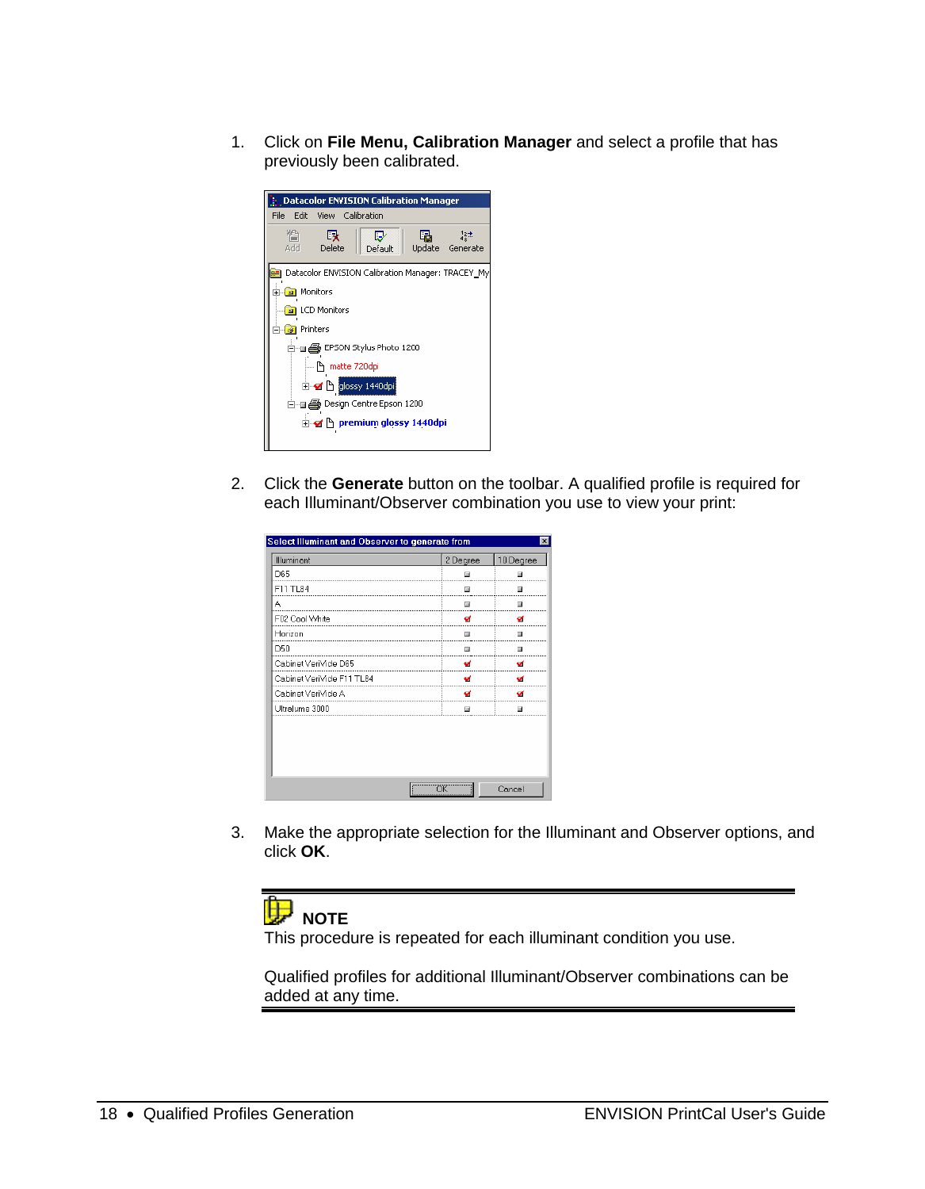1. Click on **File Menu, Calibration Manager** and select a profile that has previously been calibrated.

2. Click the **Generate** button on the toolbar. A qualified profile is required for each Illuminant/Observer combination you use to view your print:

3. Make the appropriate selection for the Illuminant and Observer options, and click **OK**.

**NOTE**

This procedure is repeated for each illuminant condition you use.

Qualified profiles for additional Illuminant/Observer combinations can be added at any time.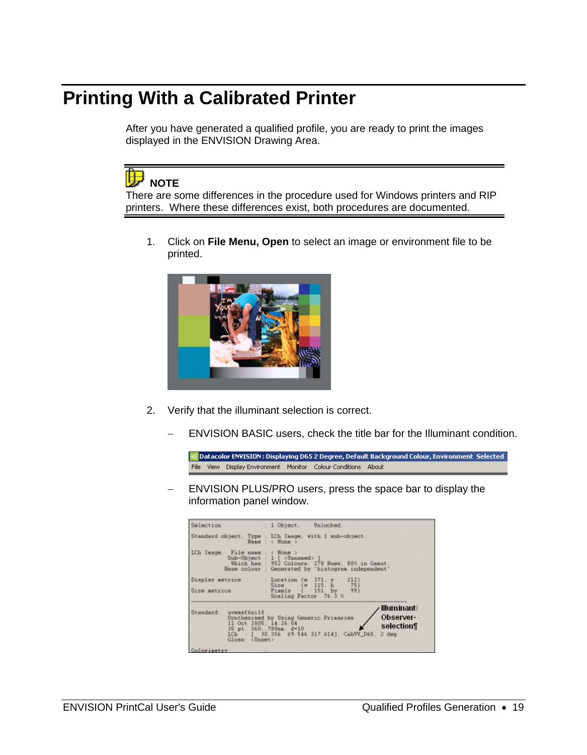# Printing With a Calibrated Printer

After you have generated a qualified profile, you are ready to print the images displayed in the ENVISION Drawing Area.

**NOTE**

There are some differences in the procedure used for Windows printers and RIP printers.  Where these differences exist, both procedures are documented.

1. Click on **File Menu, Open** to select an image or environment file to be printed.

2. Verify that the illuminant selection is correct.

   – ENVISION BASIC users, check the title bar for the Illuminant condition.

   – ENVISION PLUS/PRO users, press the space bar to display the information panel window.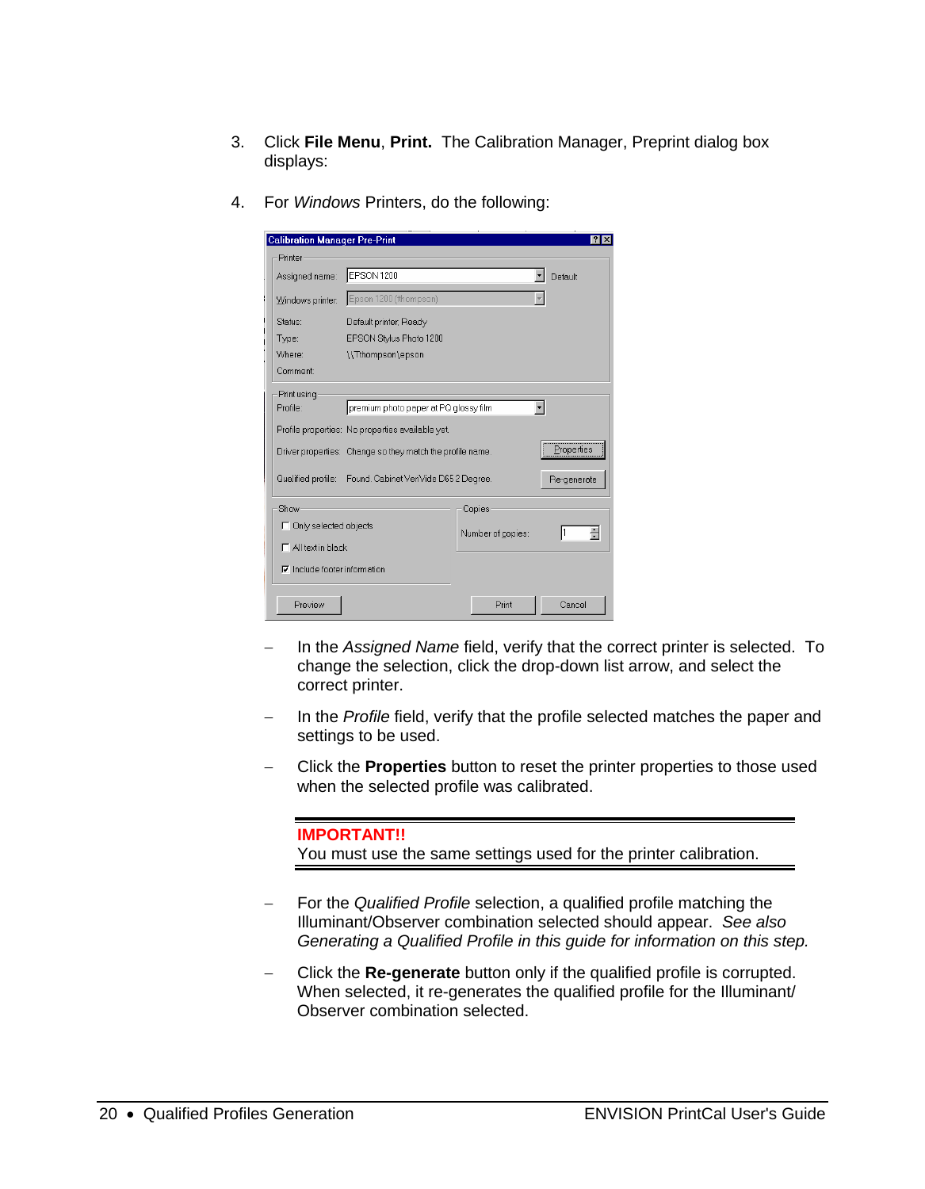3. Click **File Menu**, **Print.** The Calibration Manager, Preprint dialog box displays:

4. For *Windows* Printers, do the following:

   - In the *Assigned Name* field, verify that the correct printer is selected. To change the selection, click the drop-down list arrow, and select the correct printer.

   - In the *Profile* field, verify that the profile selected matches the paper and settings to be used.

   - Click the **Properties** button to reset the printer properties to those used when the selected profile was calibrated.

**IMPORTANT!!**
You must use the same settings used for the printer calibration.

   - For the *Qualified Profile* selection, a qualified profile matching the Illuminant/Observer combination selected should appear. *See also Generating a Qualified Profile in this guide for information on this step.*

   - Click the **Re-generate** button only if the qualified profile is corrupted. When selected, it re-generates the qualified profile for the Illuminant/ Observer combination selected.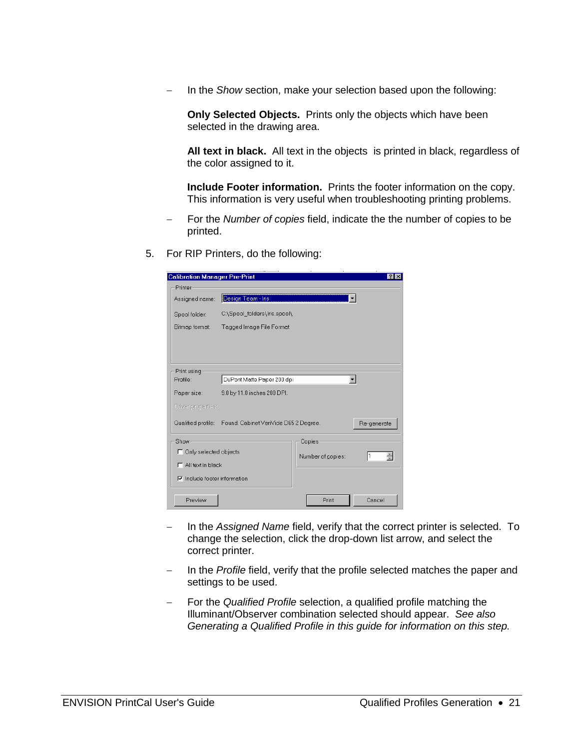- In the *Show* section, make your selection based upon the following:

  **Only Selected Objects.** Prints only the objects which have been selected in the drawing area.

  **All text in black.** All text in the objects is printed in black, regardless of the color assigned to it.

  **Include Footer information.** Prints the footer information on the copy. This information is very useful when troubleshooting printing problems.

- For the *Number of copies* field, indicate the the number of copies to be printed.

5. For RIP Printers, do the following:

- In the *Assigned Name* field, verify that the correct printer is selected. To change the selection, click the drop-down list arrow, and select the correct printer.

- In the *Profile* field, verify that the profile selected matches the paper and settings to be used.

- For the *Qualified Profile* selection, a qualified profile matching the Illuminant/Observer combination selected should appear. *See also Generating a Qualified Profile in this guide for information on this step.*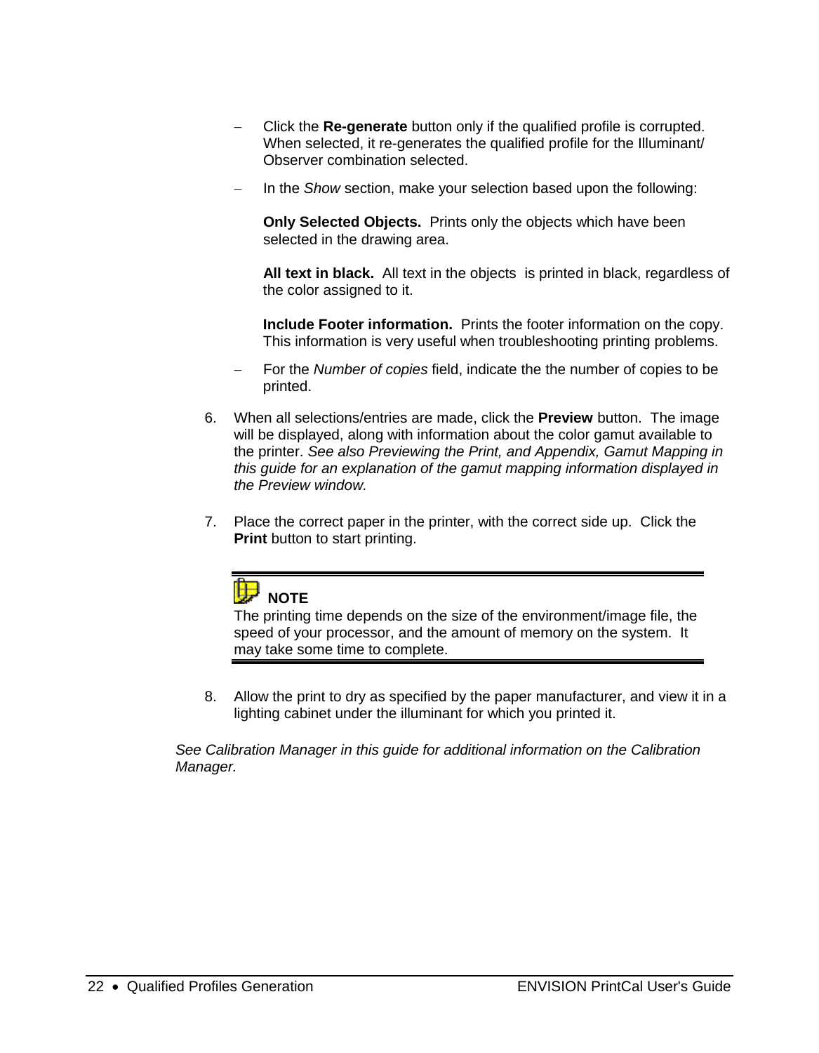- Click the **Re-generate** button only if the qualified profile is corrupted. When selected, it re-generates the qualified profile for the Illuminant/ Observer combination selected.
- In the *Show* section, make your selection based upon the following:

  **Only Selected Objects.** Prints only the objects which have been selected in the drawing area.

  **All text in black.** All text in the objects is printed in black, regardless of the color assigned to it.

  **Include Footer information.** Prints the footer information on the copy. This information is very useful when troubleshooting printing problems.
- For the *Number of copies* field, indicate the the number of copies to be printed.

6. When all selections/entries are made, click the **Preview** button. The image will be displayed, along with information about the color gamut available to the printer. *See also Previewing the Print, and Appendix, Gamut Mapping in this guide for an explanation of the gamut mapping information displayed in the Preview window.*

7. Place the correct paper in the printer, with the correct side up. Click the **Print** button to start printing.

> **NOTE**
> The printing time depends on the size of the environment/image file, the speed of your processor, and the amount of memory on the system. It may take some time to complete.

8. Allow the print to dry as specified by the paper manufacturer, and view it in a lighting cabinet under the illuminant for which you printed it.

*See Calibration Manager in this guide for additional information on the Calibration Manager.*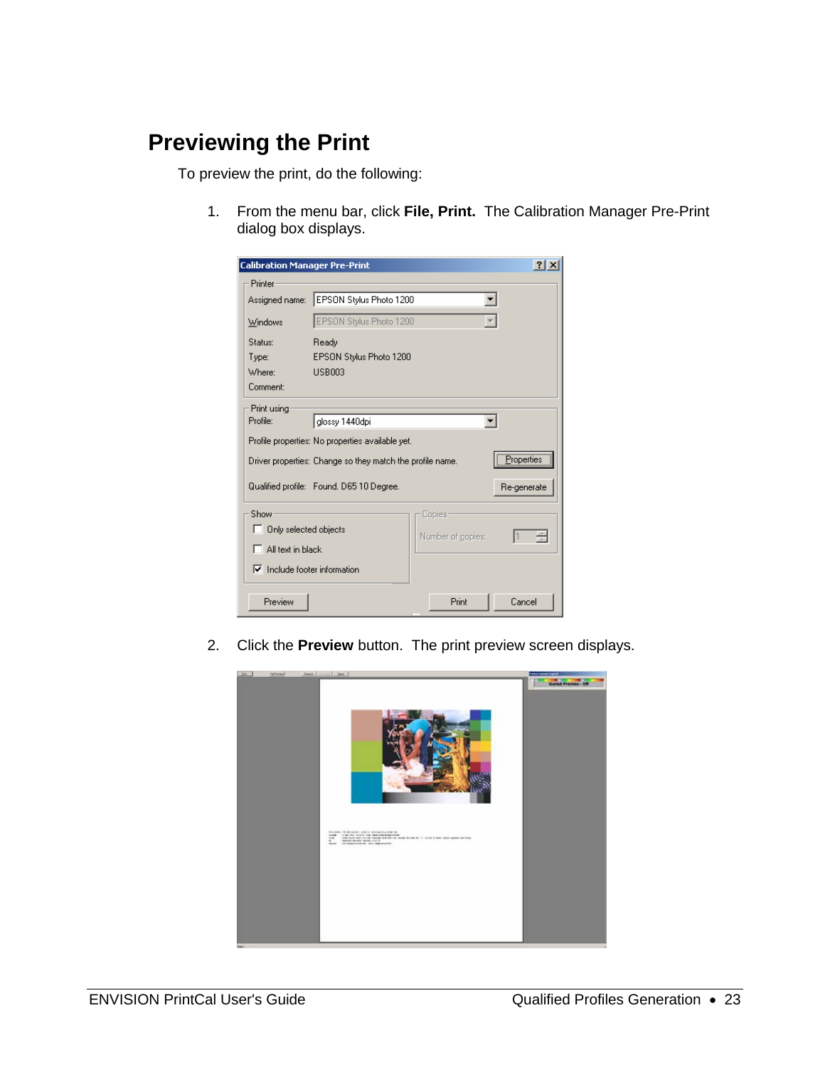# Previewing the Print

To preview the print, do the following:

1. From the menu bar, click **File, Print.** The Calibration Manager Pre-Print dialog box displays.

2. Click the **Preview** button. The print preview screen displays.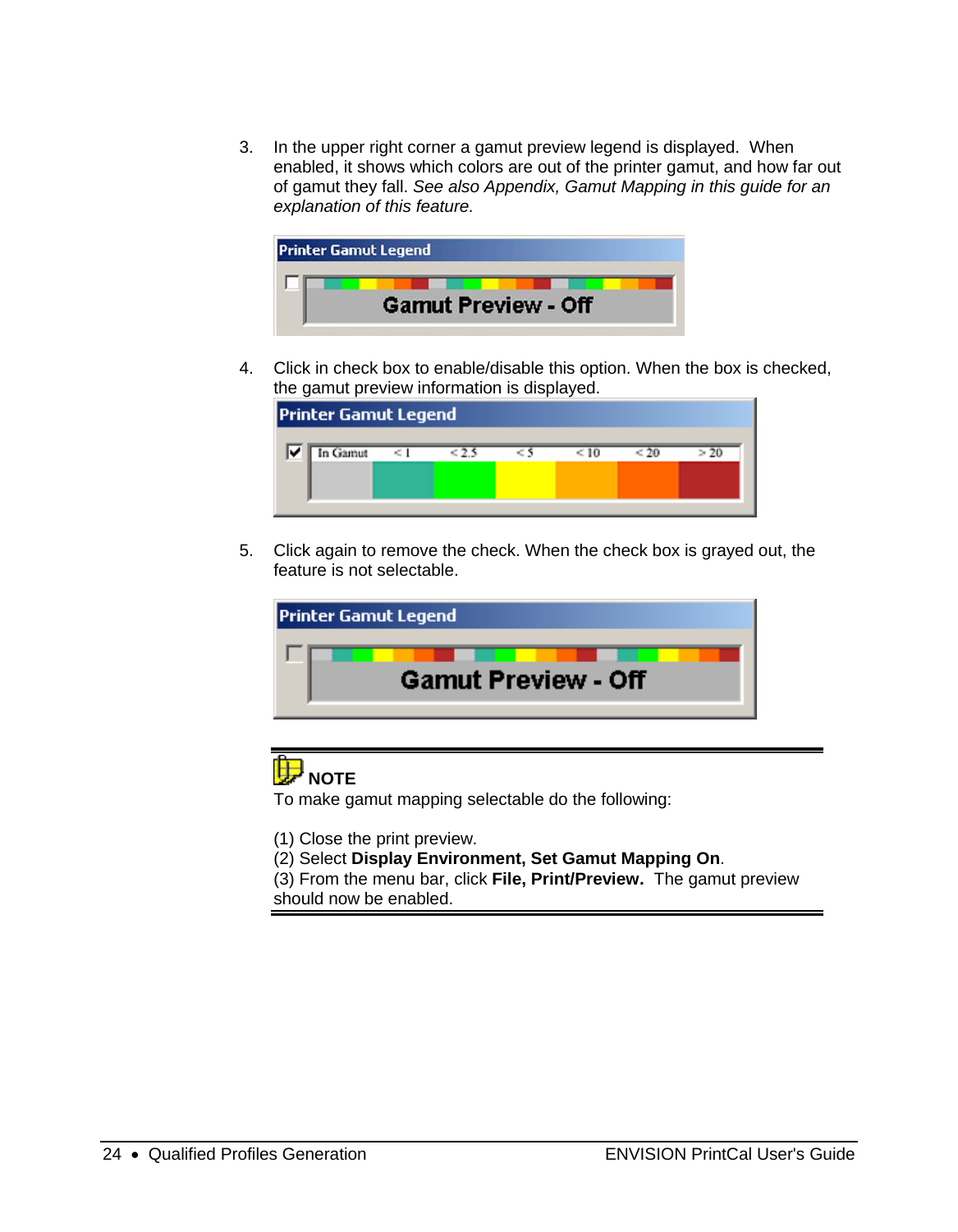3. In the upper right corner a gamut preview legend is displayed. When enabled, it shows which colors are out of the printer gamut, and how far out of gamut they fall. *See also Appendix, Gamut Mapping in this guide for an explanation of this feature.*

4. Click in check box to enable/disable this option. When the box is checked, the gamut preview information is displayed.

5. Click again to remove the check. When the check box is grayed out, the feature is not selectable.

**NOTE**

To make gamut mapping selectable do the following:

(1) Close the print preview.
(2) Select **Display Environment, Set Gamut Mapping On**.
(3) From the menu bar, click **File, Print/Preview.** The gamut preview should now be enabled.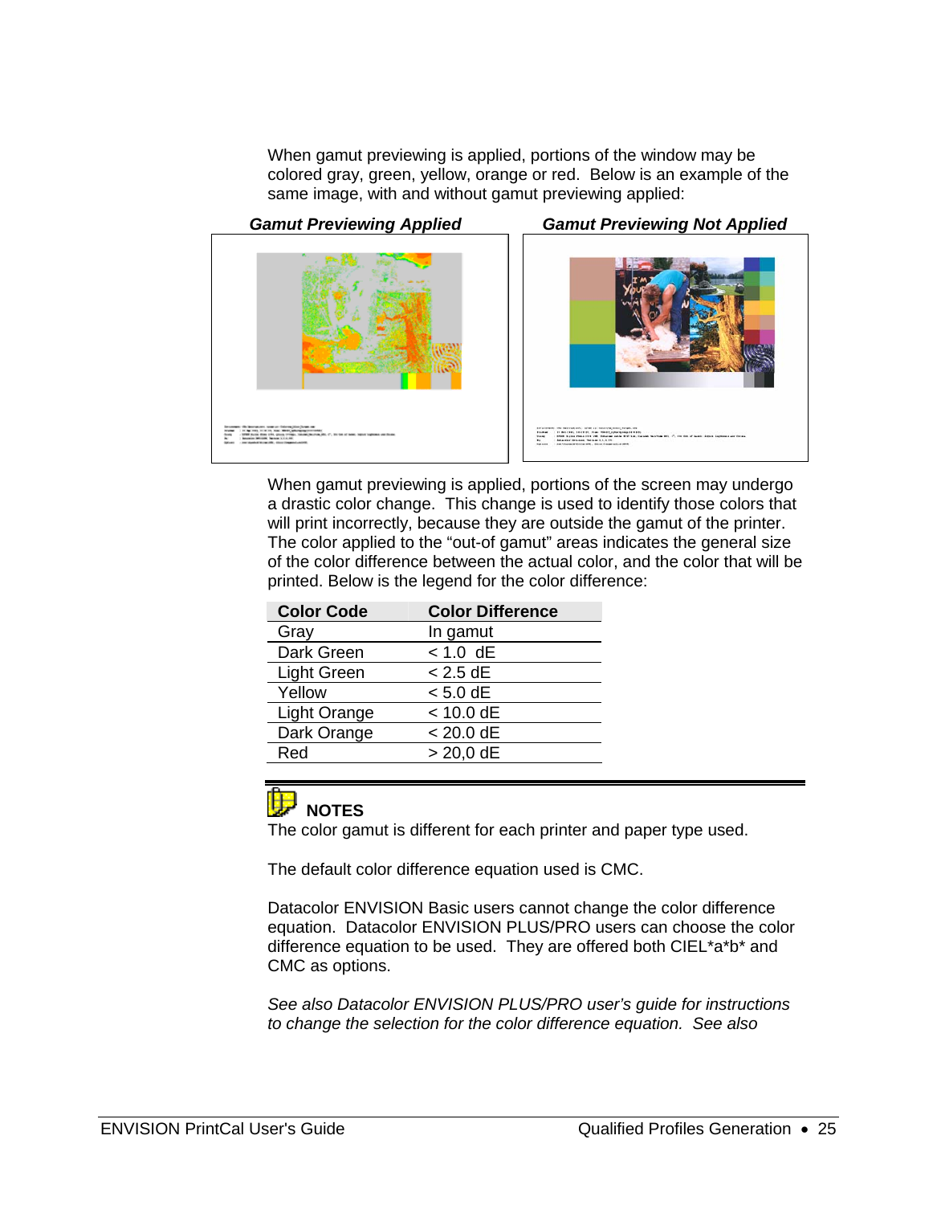When gamut previewing is applied, portions of the window may be colored gray, green, yellow, orange or red. Below is an example of the same image, with and without gamut previewing applied:

***Gamut Previewing Applied*** ***Gamut Previewing Not Applied***

When gamut previewing is applied, portions of the screen may undergo a drastic color change. This change is used to identify those colors that will print incorrectly, because they are outside the gamut of the printer. The color applied to the “out-of gamut” areas indicates the general size of the color difference between the actual color, and the color that will be printed. Below is the legend for the color difference:

| Color Code | Color Difference |
|---|---|
| Gray | In gamut |
| Dark Green | < 1.0 dE |
| Light Green | < 2.5 dE |
| Yellow | < 5.0 dE |
| Light Orange | < 10.0 dE |
| Dark Orange | < 20.0 dE |
| Red | > 20,0 dE |

**NOTES**

The color gamut is different for each printer and paper type used.

The default color difference equation used is CMC.

Datacolor ENVISION Basic users cannot change the color difference equation. Datacolor ENVISION PLUS/PRO users can choose the color difference equation to be used. They are offered both CIEL*a*b* and CMC as options.

*See also Datacolor ENVISION PLUS/PRO user’s guide for instructions to change the selection for the color difference equation. See also*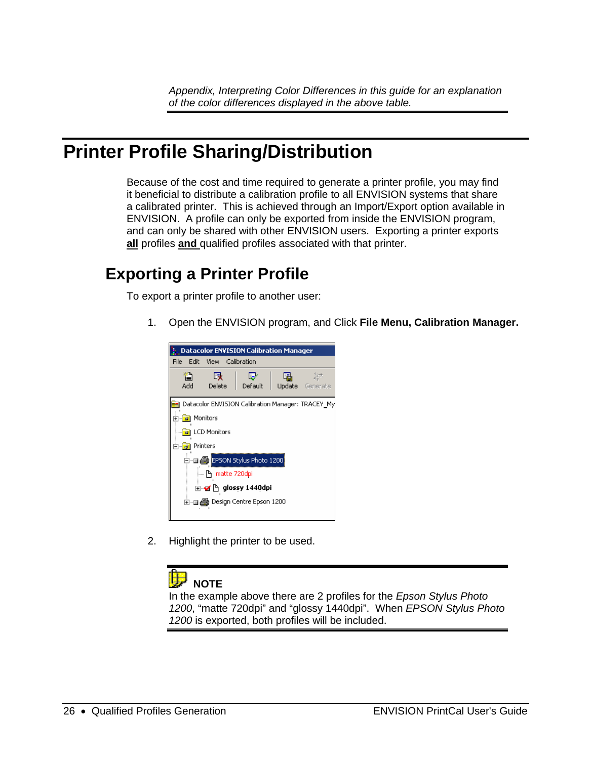*Appendix, Interpreting Color Differences in this guide for an explanation of the color differences displayed in the above table.*

# Printer Profile Sharing/Distribution

Because of the cost and time required to generate a printer profile, you may find it beneficial to distribute a calibration profile to all ENVISION systems that share a calibrated printer. This is achieved through an Import/Export option available in ENVISION. A profile can only be exported from inside the ENVISION program, and can only be shared with other ENVISION users. Exporting a printer exports **all** profiles **and** qualified profiles associated with that printer.

## Exporting a Printer Profile

To export a printer profile to another user:

1. Open the ENVISION program, and Click **File Menu, Calibration Manager.**

2. Highlight the printer to be used.

**NOTE**

In the example above there are 2 profiles for the *Epson Stylus Photo 1200*, "matte 720dpi" and "glossy 1440dpi". When *EPSON Stylus Photo 1200* is exported, both profiles will be included.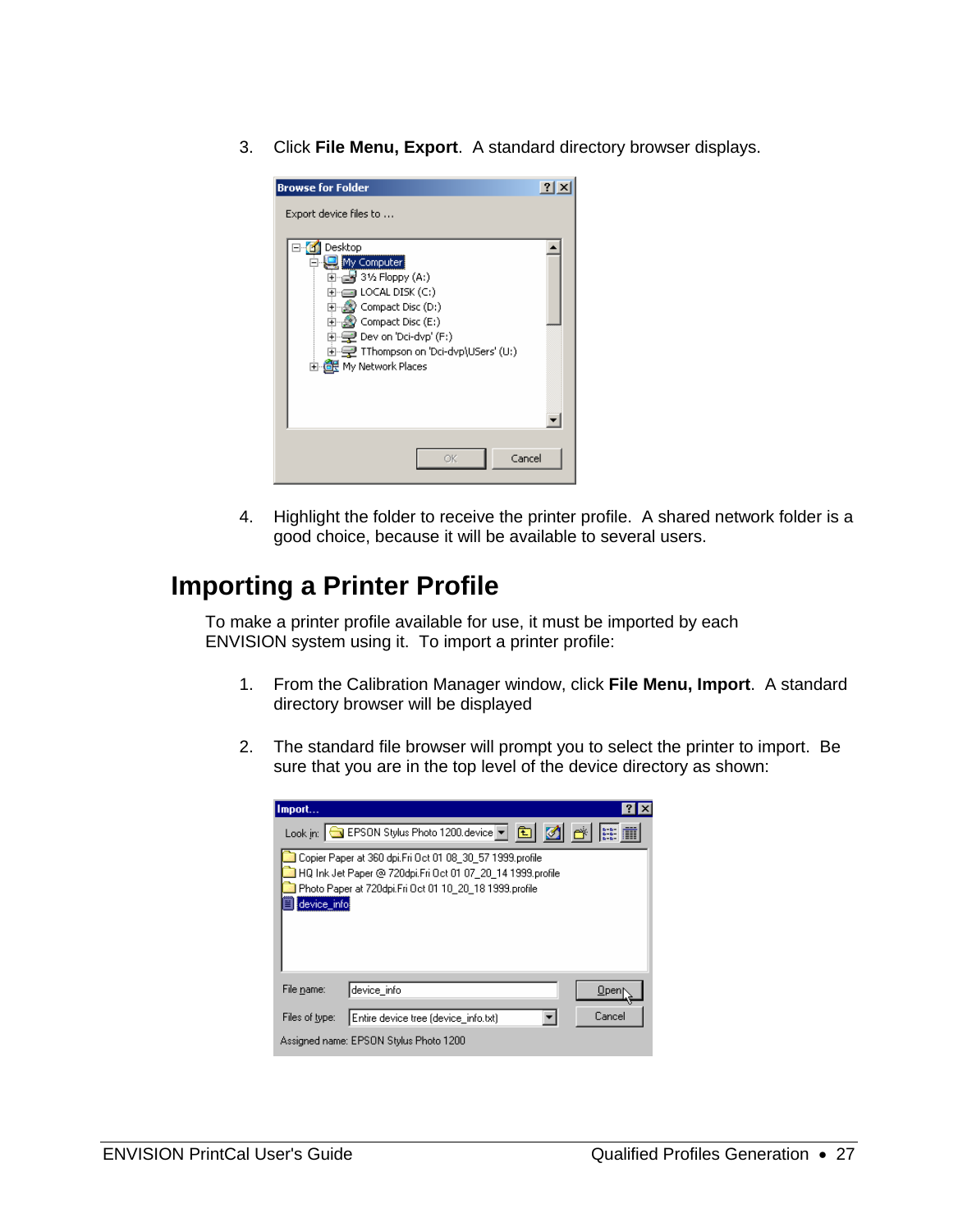3. Click **File Menu, Export**. A standard directory browser displays.

4. Highlight the folder to receive the printer profile. A shared network folder is a good choice, because it will be available to several users.

## Importing a Printer Profile

To make a printer profile available for use, it must be imported by each ENVISION system using it. To import a printer profile:

1. From the Calibration Manager window, click **File Menu, Import**. A standard directory browser will be displayed

2. The standard file browser will prompt you to select the printer to import. Be sure that you are in the top level of the device directory as shown: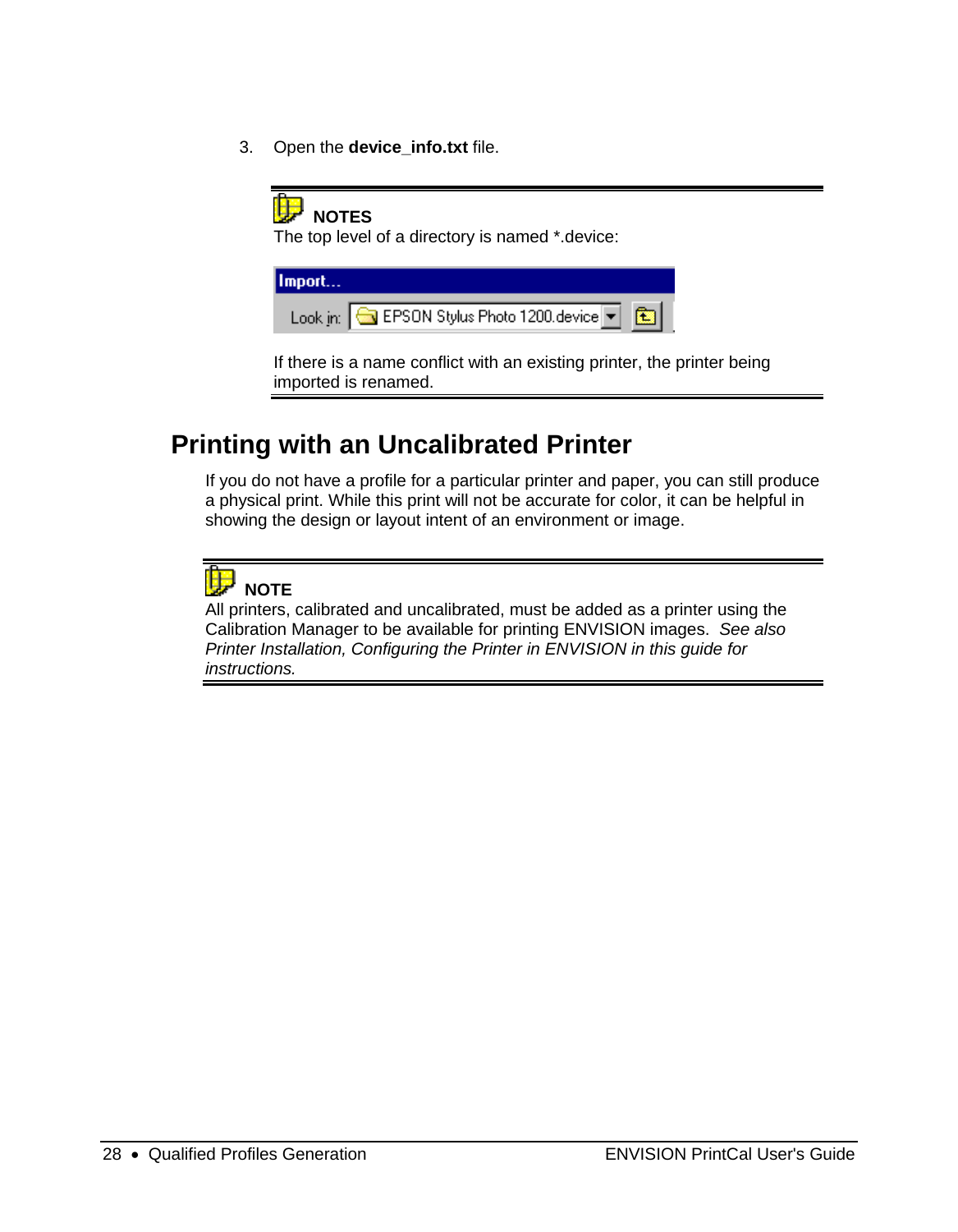3. Open the **device_info.txt** file.

---

**NOTES**

The top level of a directory is named *.device:

Import...

Look in: EPSON Stylus Photo 1200.device

If there is a name conflict with an existing printer, the printer being imported is renamed.

---

## Printing with an Uncalibrated Printer

If you do not have a profile for a particular printer and paper, you can still produce a physical print. While this print will not be accurate for color, it can be helpful in showing the design or layout intent of an environment or image.

---

**NOTE**

All printers, calibrated and uncalibrated, must be added as a printer using the Calibration Manager to be available for printing ENVISION images. *See also Printer Installation, Configuring the Printer in ENVISION in this guide for instructions.*

---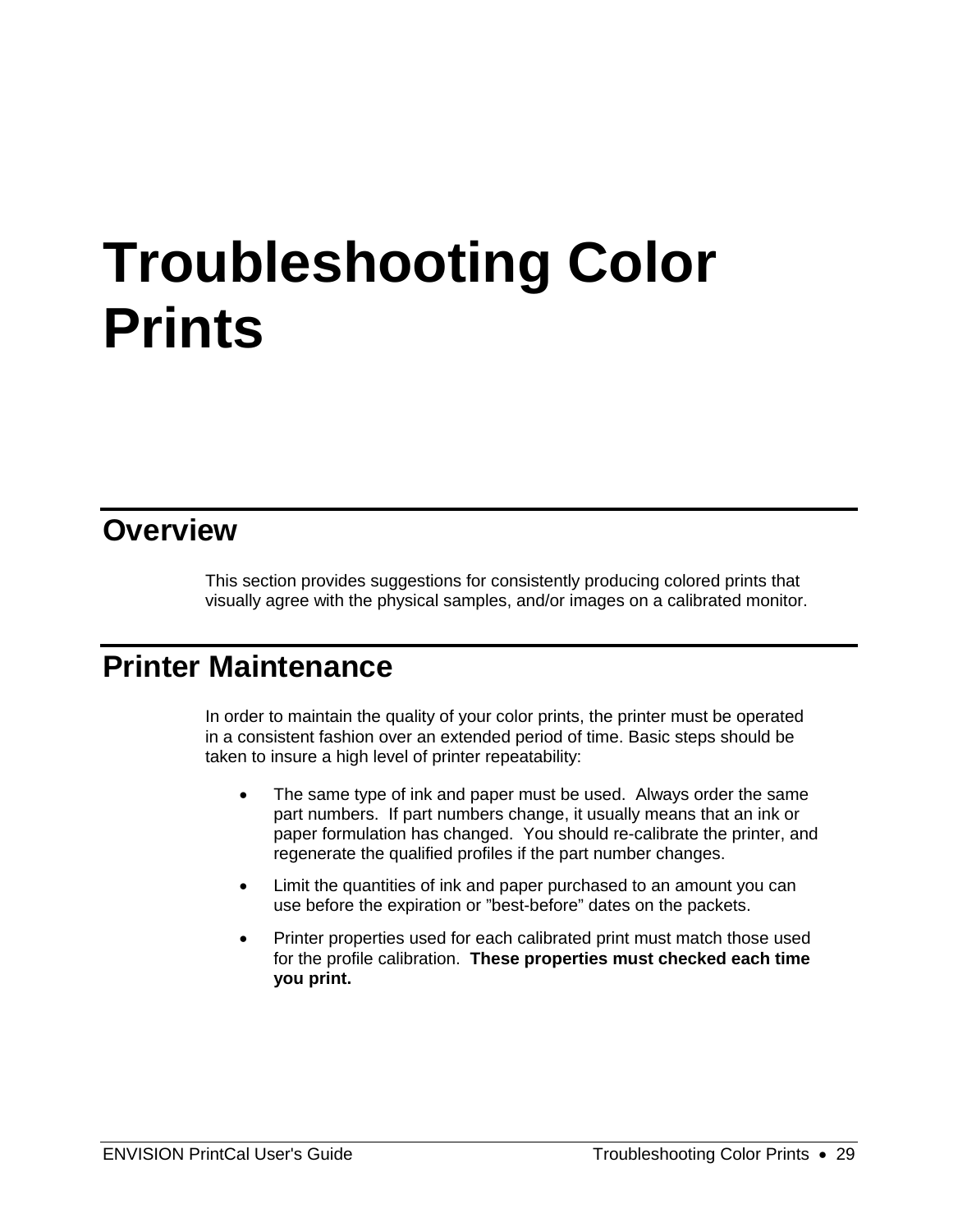# Troubleshooting Color Prints

## Overview

This section provides suggestions for consistently producing colored prints that visually agree with the physical samples, and/or images on a calibrated monitor.

## Printer Maintenance

In order to maintain the quality of your color prints, the printer must be operated in a consistent fashion over an extended period of time. Basic steps should be taken to insure a high level of printer repeatability:

- The same type of ink and paper must be used. Always order the same part numbers. If part numbers change, it usually means that an ink or paper formulation has changed. You should re-calibrate the printer, and regenerate the qualified profiles if the part number changes.
- Limit the quantities of ink and paper purchased to an amount you can use before the expiration or "best-before" dates on the packets.
- Printer properties used for each calibrated print must match those used for the profile calibration. **These properties must checked each time you print.**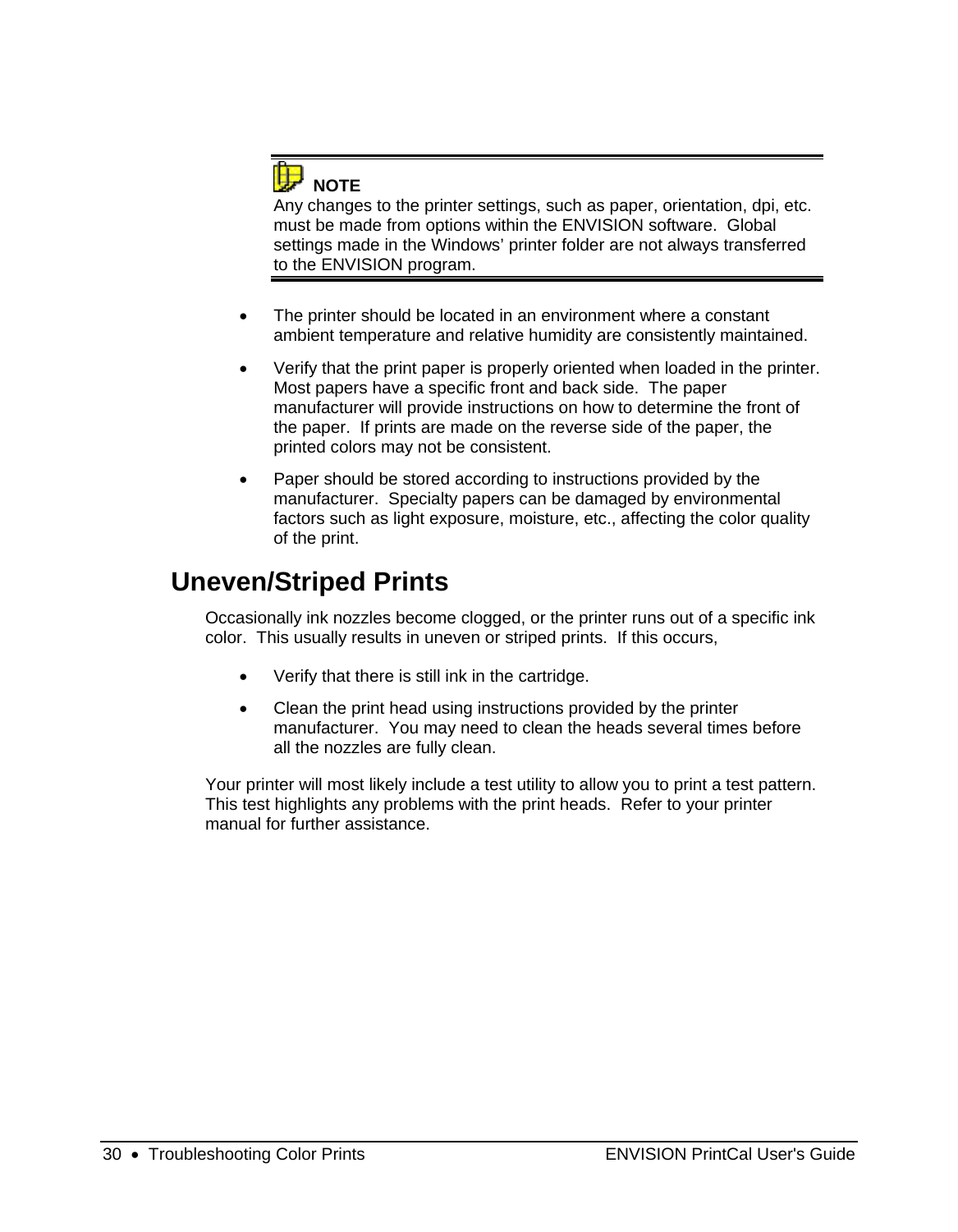**NOTE**

Any changes to the printer settings, such as paper, orientation, dpi, etc. must be made from options within the ENVISION software. Global settings made in the Windows' printer folder are not always transferred to the ENVISION program.

- The printer should be located in an environment where a constant ambient temperature and relative humidity are consistently maintained.
- Verify that the print paper is properly oriented when loaded in the printer. Most papers have a specific front and back side. The paper manufacturer will provide instructions on how to determine the front of the paper. If prints are made on the reverse side of the paper, the printed colors may not be consistent.
- Paper should be stored according to instructions provided by the manufacturer. Specialty papers can be damaged by environmental factors such as light exposure, moisture, etc., affecting the color quality of the print.

## Uneven/Striped Prints

Occasionally ink nozzles become clogged, or the printer runs out of a specific ink color. This usually results in uneven or striped prints. If this occurs,

- Verify that there is still ink in the cartridge.
- Clean the print head using instructions provided by the printer manufacturer. You may need to clean the heads several times before all the nozzles are fully clean.

Your printer will most likely include a test utility to allow you to print a test pattern. This test highlights any problems with the print heads. Refer to your printer manual for further assistance.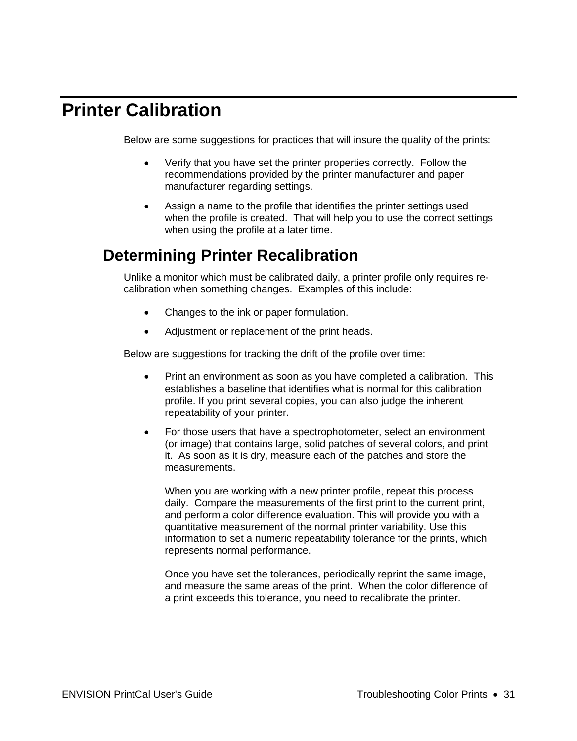# Printer Calibration

Below are some suggestions for practices that will insure the quality of the prints:

- Verify that you have set the printer properties correctly. Follow the recommendations provided by the printer manufacturer and paper manufacturer regarding settings.
- Assign a name to the profile that identifies the printer settings used when the profile is created. That will help you to use the correct settings when using the profile at a later time.

## Determining Printer Recalibration

Unlike a monitor which must be calibrated daily, a printer profile only requires re-calibration when something changes. Examples of this include:

- Changes to the ink or paper formulation.
- Adjustment or replacement of the print heads.

Below are suggestions for tracking the drift of the profile over time:

- Print an environment as soon as you have completed a calibration. This establishes a baseline that identifies what is normal for this calibration profile. If you print several copies, you can also judge the inherent repeatability of your printer.
- For those users that have a spectrophotometer, select an environment (or image) that contains large, solid patches of several colors, and print it. As soon as it is dry, measure each of the patches and store the measurements.

  When you are working with a new printer profile, repeat this process daily. Compare the measurements of the first print to the current print, and perform a color difference evaluation. This will provide you with a quantitative measurement of the normal printer variability. Use this information to set a numeric repeatability tolerance for the prints, which represents normal performance.

  Once you have set the tolerances, periodically reprint the same image, and measure the same areas of the print. When the color difference of a print exceeds this tolerance, you need to recalibrate the printer.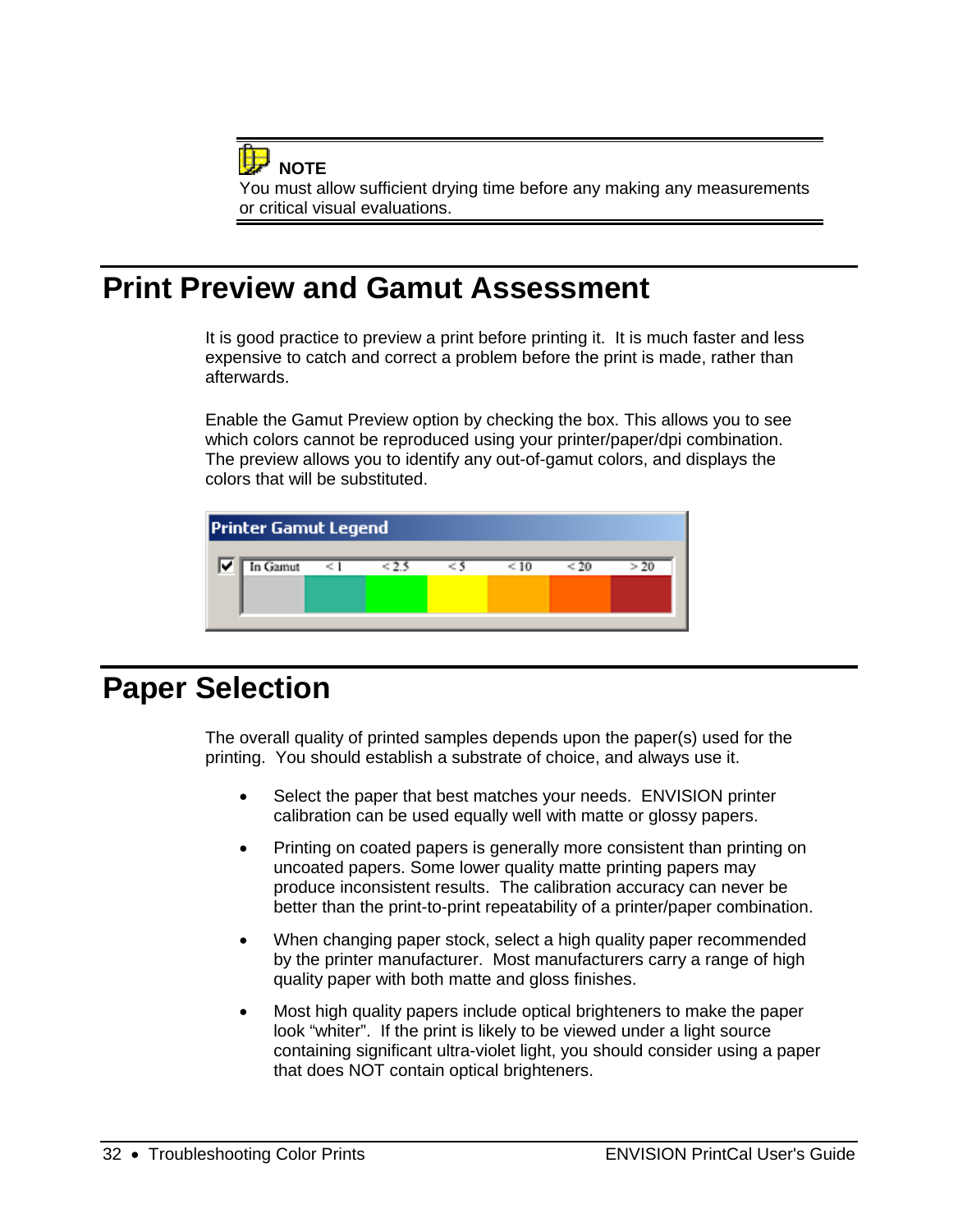**NOTE**

You must allow sufficient drying time before any making any measurements or critical visual evaluations.

# Print Preview and Gamut Assessment

It is good practice to preview a print before printing it. It is much faster and less expensive to catch and correct a problem before the print is made, rather than afterwards.

Enable the Gamut Preview option by checking the box. This allows you to see which colors cannot be reproduced using your printer/paper/dpi combination. The preview allows you to identify any out-of-gamut colors, and displays the colors that will be substituted.

**Printer Gamut Legend**

| In Gamut | < 1 | < 2.5 | < 5 | < 10 | < 20 | > 20 |
|---|---|---|---|---|---|---|

# Paper Selection

The overall quality of printed samples depends upon the paper(s) used for the printing. You should establish a substrate of choice, and always use it.

- Select the paper that best matches your needs. ENVISION printer calibration can be used equally well with matte or glossy papers.
- Printing on coated papers is generally more consistent than printing on uncoated papers. Some lower quality matte printing papers may produce inconsistent results. The calibration accuracy can never be better than the print-to-print repeatability of a printer/paper combination.
- When changing paper stock, select a high quality paper recommended by the printer manufacturer. Most manufacturers carry a range of high quality paper with both matte and gloss finishes.
- Most high quality papers include optical brighteners to make the paper look "whiter". If the print is likely to be viewed under a light source containing significant ultra-violet light, you should consider using a paper that does NOT contain optical brighteners.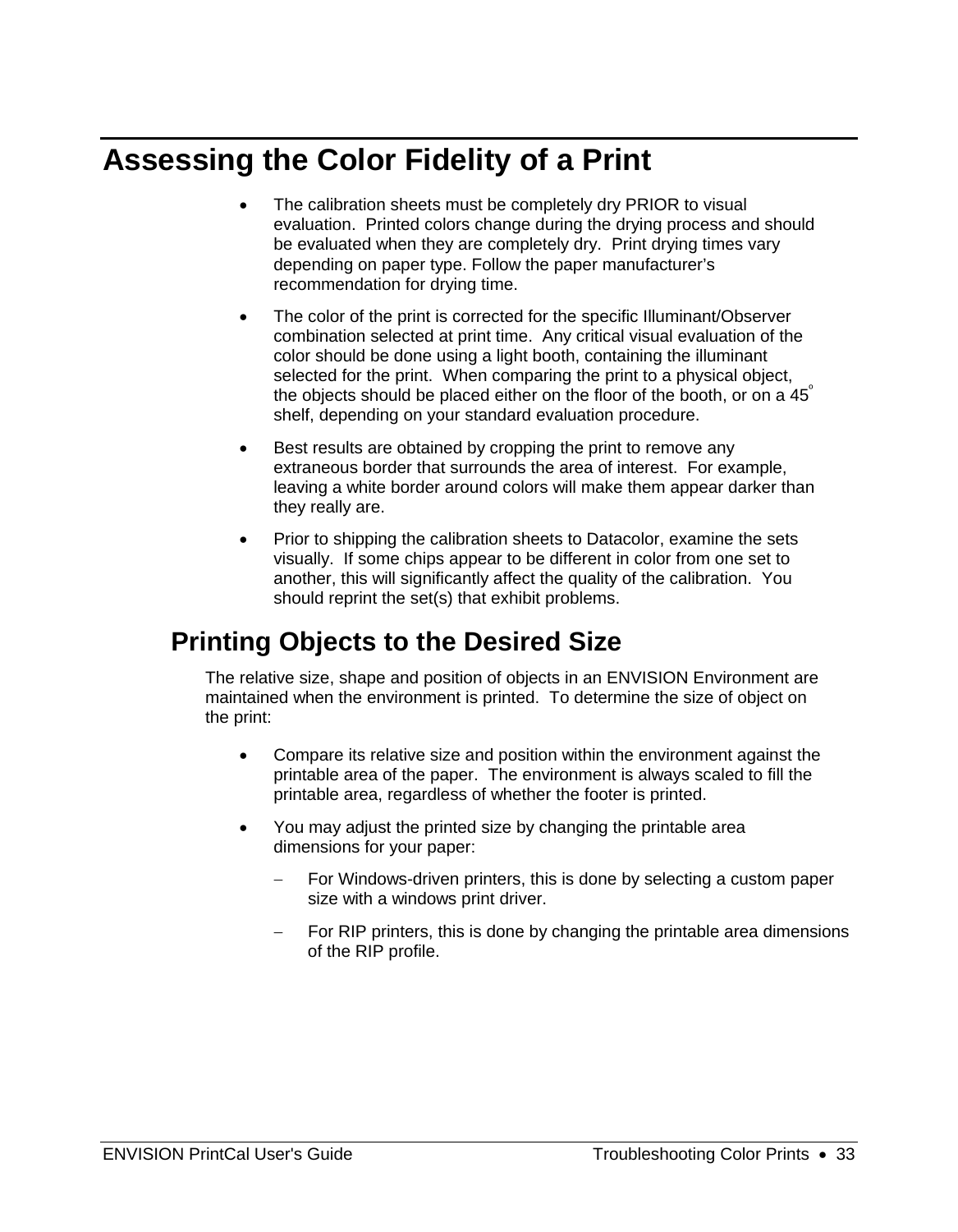# Assessing the Color Fidelity of a Print

- The calibration sheets must be completely dry PRIOR to visual evaluation. Printed colors change during the drying process and should be evaluated when they are completely dry. Print drying times vary depending on paper type. Follow the paper manufacturer's recommendation for drying time.
- The color of the print is corrected for the specific Illuminant/Observer combination selected at print time. Any critical visual evaluation of the color should be done using a light booth, containing the illuminant selected for the print. When comparing the print to a physical object, the objects should be placed either on the floor of the booth, or on a 45° shelf, depending on your standard evaluation procedure.
- Best results are obtained by cropping the print to remove any extraneous border that surrounds the area of interest. For example, leaving a white border around colors will make them appear darker than they really are.
- Prior to shipping the calibration sheets to Datacolor, examine the sets visually. If some chips appear to be different in color from one set to another, this will significantly affect the quality of the calibration. You should reprint the set(s) that exhibit problems.

## Printing Objects to the Desired Size

The relative size, shape and position of objects in an ENVISION Environment are maintained when the environment is printed. To determine the size of object on the print:

- Compare its relative size and position within the environment against the printable area of the paper. The environment is always scaled to fill the printable area, regardless of whether the footer is printed.
- You may adjust the printed size by changing the printable area dimensions for your paper:
  - For Windows-driven printers, this is done by selecting a custom paper size with a windows print driver.
  - For RIP printers, this is done by changing the printable area dimensions of the RIP profile.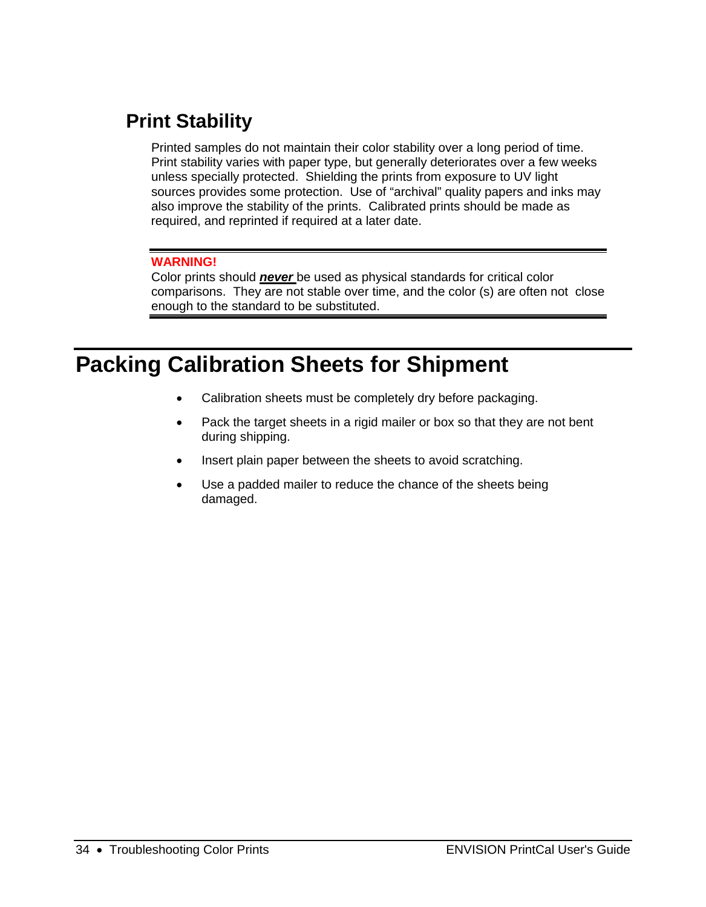## Print Stability

Printed samples do not maintain their color stability over a long period of time. Print stability varies with paper type, but generally deteriorates over a few weeks unless specially protected. Shielding the prints from exposure to UV light sources provides some protection. Use of “archival” quality papers and inks may also improve the stability of the prints. Calibrated prints should be made as required, and reprinted if required at a later date.

---

**WARNING!**
Color prints should ***never*** be used as physical standards for critical color comparisons. They are not stable over time, and the color (s) are often not close enough to the standard to be substituted.

---

# Packing Calibration Sheets for Shipment

- Calibration sheets must be completely dry before packaging.
- Pack the target sheets in a rigid mailer or box so that they are not bent during shipping.
- Insert plain paper between the sheets to avoid scratching.
- Use a padded mailer to reduce the chance of the sheets being damaged.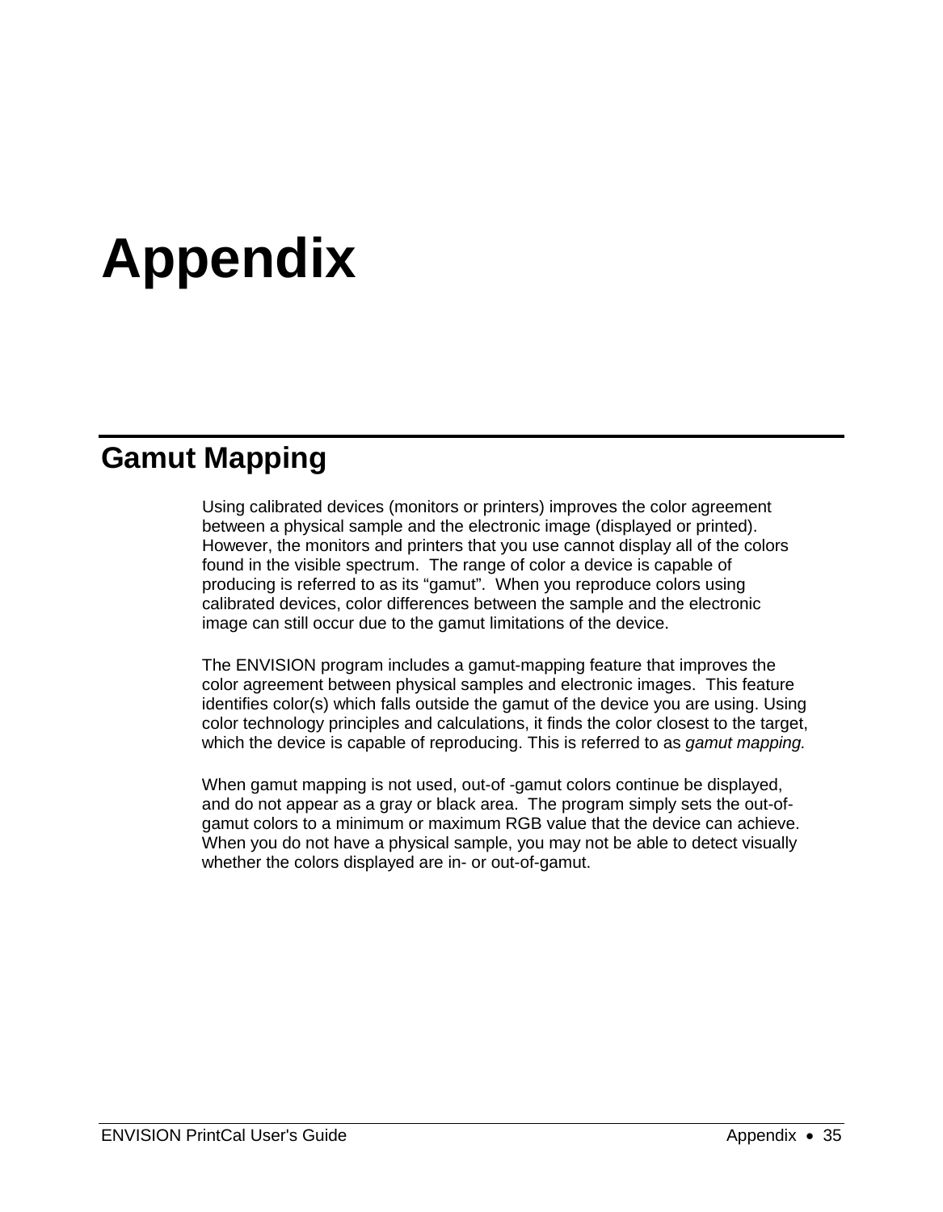# Appendix

## Gamut Mapping

Using calibrated devices (monitors or printers) improves the color agreement between a physical sample and the electronic image (displayed or printed). However, the monitors and printers that you use cannot display all of the colors found in the visible spectrum. The range of color a device is capable of producing is referred to as its “gamut”. When you reproduce colors using calibrated devices, color differences between the sample and the electronic image can still occur due to the gamut limitations of the device.

The ENVISION program includes a gamut-mapping feature that improves the color agreement between physical samples and electronic images. This feature identifies color(s) which falls outside the gamut of the device you are using. Using color technology principles and calculations, it finds the color closest to the target, which the device is capable of reproducing. This is referred to as *gamut mapping.*

When gamut mapping is not used, out-of -gamut colors continue be displayed, and do not appear as a gray or black area. The program simply sets the out-of-gamut colors to a minimum or maximum RGB value that the device can achieve. When you do not have a physical sample, you may not be able to detect visually whether the colors displayed are in- or out-of-gamut.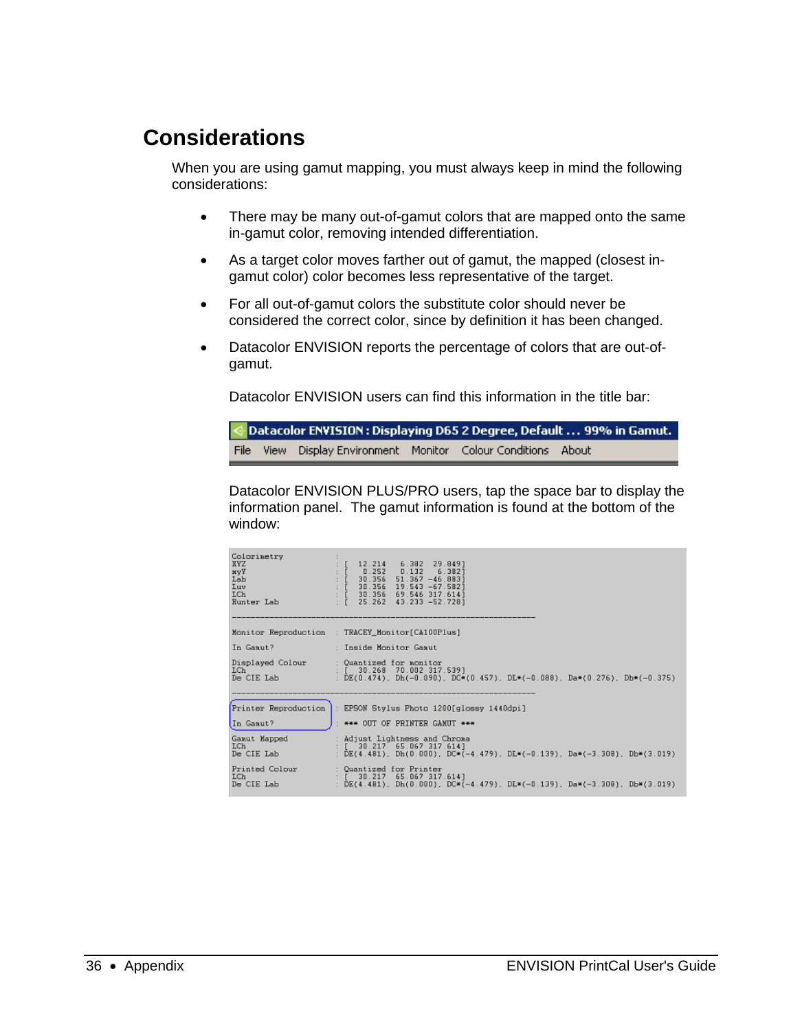## Considerations

When you are using gamut mapping, you must always keep in mind the following considerations:

- There may be many out-of-gamut colors that are mapped onto the same in-gamut color, removing intended differentiation.
- As a target color moves farther out of gamut, the mapped (closest in-gamut color) color becomes less representative of the target.
- For all out-of-gamut colors the substitute color should never be considered the correct color, since by definition it has been changed.
- Datacolor ENVISION reports the percentage of colors that are out-of-gamut.

  Datacolor ENVISION users can find this information in the title bar:

  Datacolor ENVISION : Displaying D65 2 Degree, Default ... 99% in Gamut.
  File View Display Environment Monitor Colour Conditions About

  Datacolor ENVISION PLUS/PRO users, tap the space bar to display the information panel. The gamut information is found at the bottom of the window:

```
Colorimetry             :
XYZ                     : [  12.214   6.382  29.849]
xyY                     : [   0.252   0.132   6.382]
Lab                     : [  30.356  51.367 -46.883]
Luv                     : [  30.356  19.543 -67.582]
LCh                     : [  30.356  69.546 317.614]
Hunter Lab              : [  25.262  43.233 -52.728]

-----------------------------------------------------------------

Monitor Reproduction    : TRACEY_Monitor[CA100Plus]

In Gamut?               : Inside Monitor Gamut

Displayed Colour        : Quantized for monitor
LCh                     : [  30.268  70.002 317.539]
De CIE Lab              : DE(0.474), Dh(-0.090), DC*(0.457), DL*(-0.088), Da*(0.276), Db*(-0.375)

-----------------------------------------------------------------

Printer Reproduction    : EPSON Stylus Photo 1200[glossy 1440dpi]

In Gamut?               : *** OUT OF PRINTER GAMUT ***

Gamut Mapped            : Adjust Lightness and Chroma
LCh                     : [  30.217  65.067 317.614]
De CIE Lab              : DE(4.481), Dh(0.000), DC*(-4.479), DL*(-0.139), Da*(-3.308), Db*(3.019)

Printed Colour          : Quantized for Printer
LCh                     : [  30.217  65.067 317.614]
De CIE Lab              : DE(4.481), Dh(0.000), DC*(-4.479), DL*(-0.139), Da*(-3.308), Db*(3.019)
```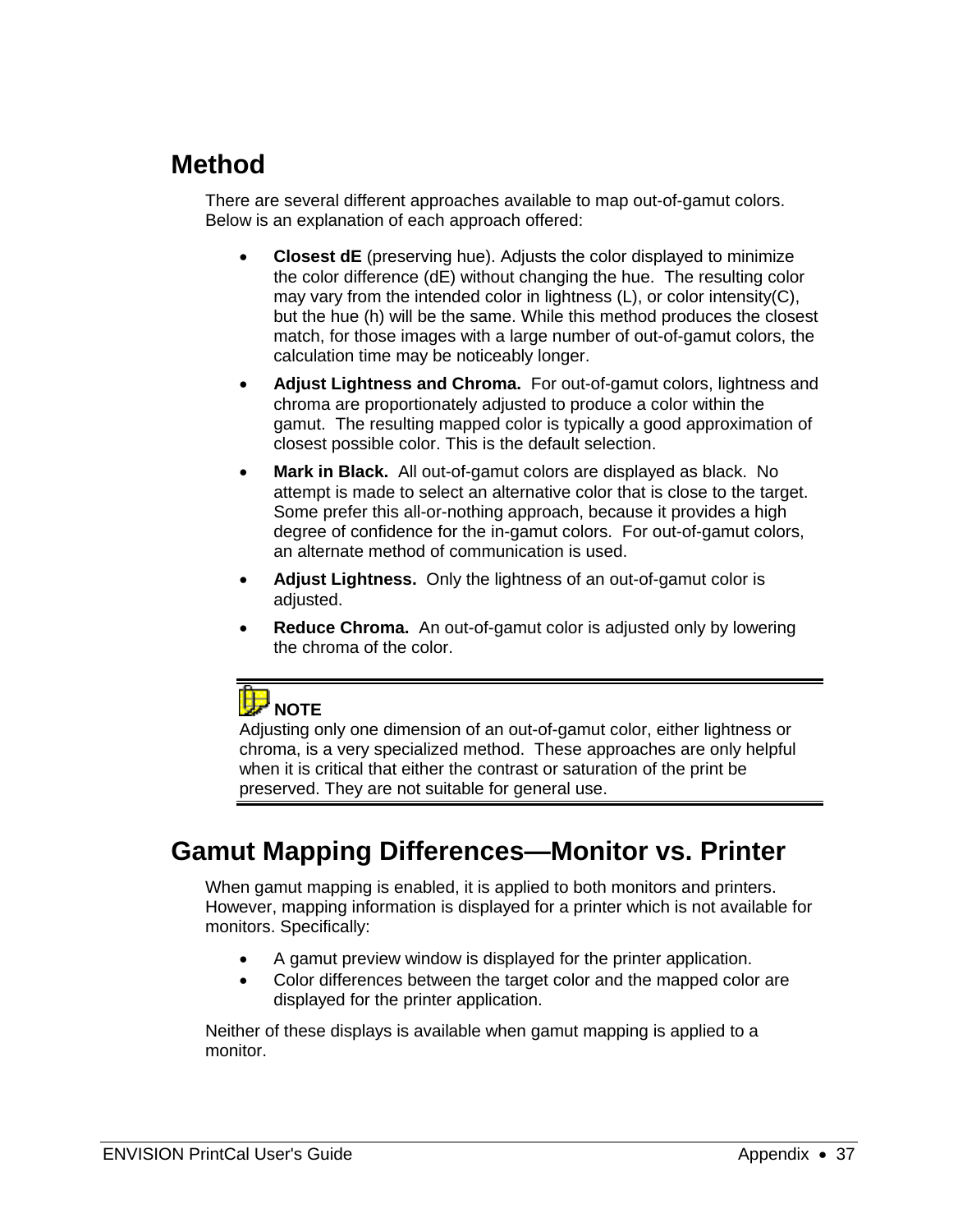## Method

There are several different approaches available to map out-of-gamut colors. Below is an explanation of each approach offered:

- **Closest dE** (preserving hue). Adjusts the color displayed to minimize the color difference (dE) without changing the hue. The resulting color may vary from the intended color in lightness (L), or color intensity(C), but the hue (h) will be the same. While this method produces the closest match, for those images with a large number of out-of-gamut colors, the calculation time may be noticeably longer.
- **Adjust Lightness and Chroma.** For out-of-gamut colors, lightness and chroma are proportionately adjusted to produce a color within the gamut. The resulting mapped color is typically a good approximation of closest possible color. This is the default selection.
- **Mark in Black.** All out-of-gamut colors are displayed as black. No attempt is made to select an alternative color that is close to the target. Some prefer this all-or-nothing approach, because it provides a high degree of confidence for the in-gamut colors. For out-of-gamut colors, an alternate method of communication is used.
- **Adjust Lightness.** Only the lightness of an out-of-gamut color is adjusted.
- **Reduce Chroma.** An out-of-gamut color is adjusted only by lowering the chroma of the color.

> **NOTE**
> Adjusting only one dimension of an out-of-gamut color, either lightness or chroma, is a very specialized method. These approaches are only helpful when it is critical that either the contrast or saturation of the print be preserved. They are not suitable for general use.

## Gamut Mapping Differences—Monitor vs. Printer

When gamut mapping is enabled, it is applied to both monitors and printers. However, mapping information is displayed for a printer which is not available for monitors. Specifically:

- A gamut preview window is displayed for the printer application.
- Color differences between the target color and the mapped color are displayed for the printer application.

Neither of these displays is available when gamut mapping is applied to a monitor.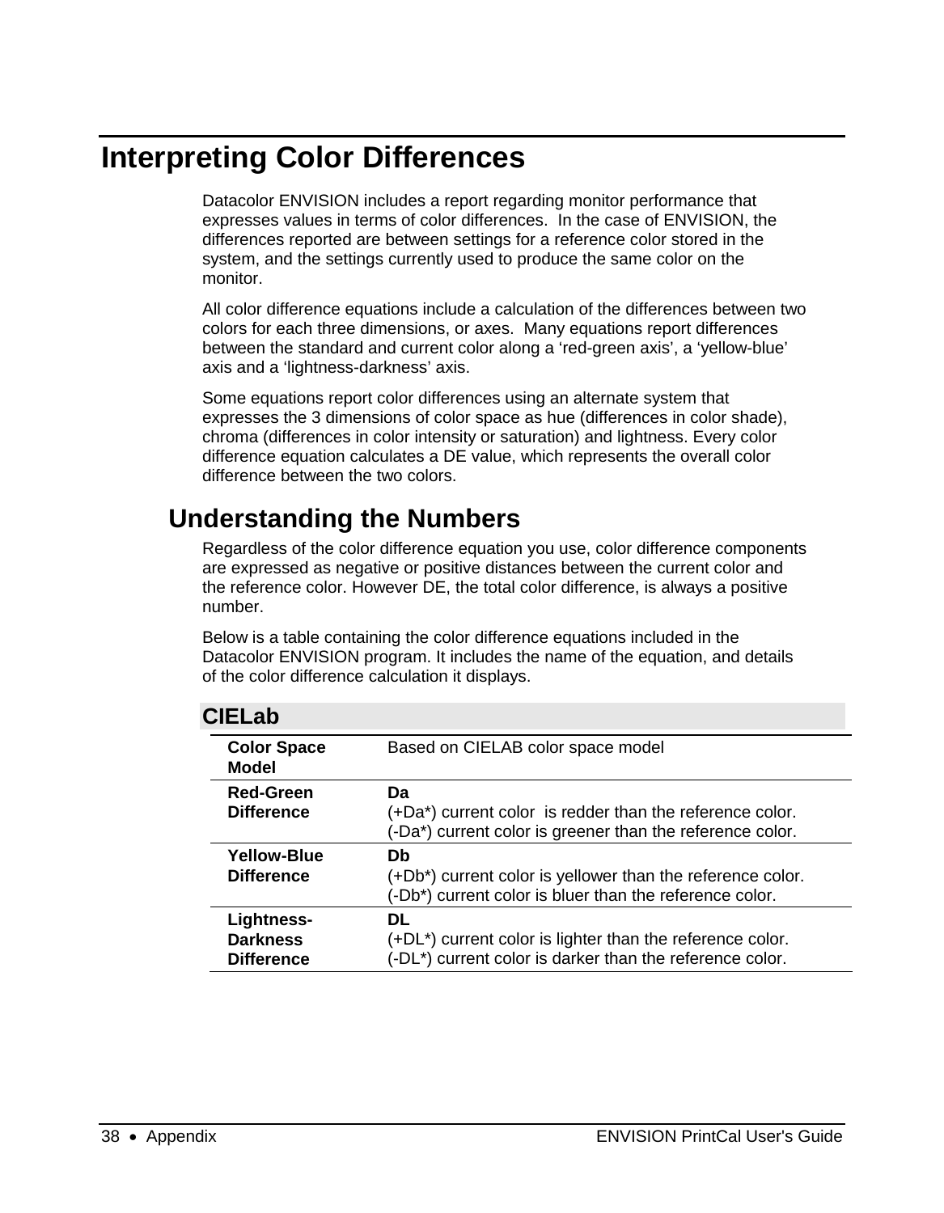# Interpreting Color Differences

Datacolor ENVISION includes a report regarding monitor performance that expresses values in terms of color differences. In the case of ENVISION, the differences reported are between settings for a reference color stored in the system, and the settings currently used to produce the same color on the monitor.

All color difference equations include a calculation of the differences between two colors for each three dimensions, or axes. Many equations report differences between the standard and current color along a 'red-green axis', a 'yellow-blue' axis and a 'lightness-darkness' axis.

Some equations report color differences using an alternate system that expresses the 3 dimensions of color space as hue (differences in color shade), chroma (differences in color intensity or saturation) and lightness. Every color difference equation calculates a DE value, which represents the overall color difference between the two colors.

## Understanding the Numbers

Regardless of the color difference equation you use, color difference components are expressed as negative or positive distances between the current color and the reference color. However DE, the total color difference, is always a positive number.

Below is a table containing the color difference equations included in the Datacolor ENVISION program. It includes the name of the equation, and details of the color difference calculation it displays.

### CIELab

| | |
|---|---|
| **Color Space Model** | Based on CIELAB color space model |
| **Red-Green Difference** | **Da**<br>(+Da*) current color is redder than the reference color.<br>(-Da*) current color is greener than the reference color. |
| **Yellow-Blue Difference** | **Db**<br>(+Db*) current color is yellower than the reference color.<br>(-Db*) current color is bluer than the reference color. |
| **Lightness-Darkness Difference** | **DL**<br>(+DL*) current color is lighter than the reference color.<br>(-DL*) current color is darker than the reference color. |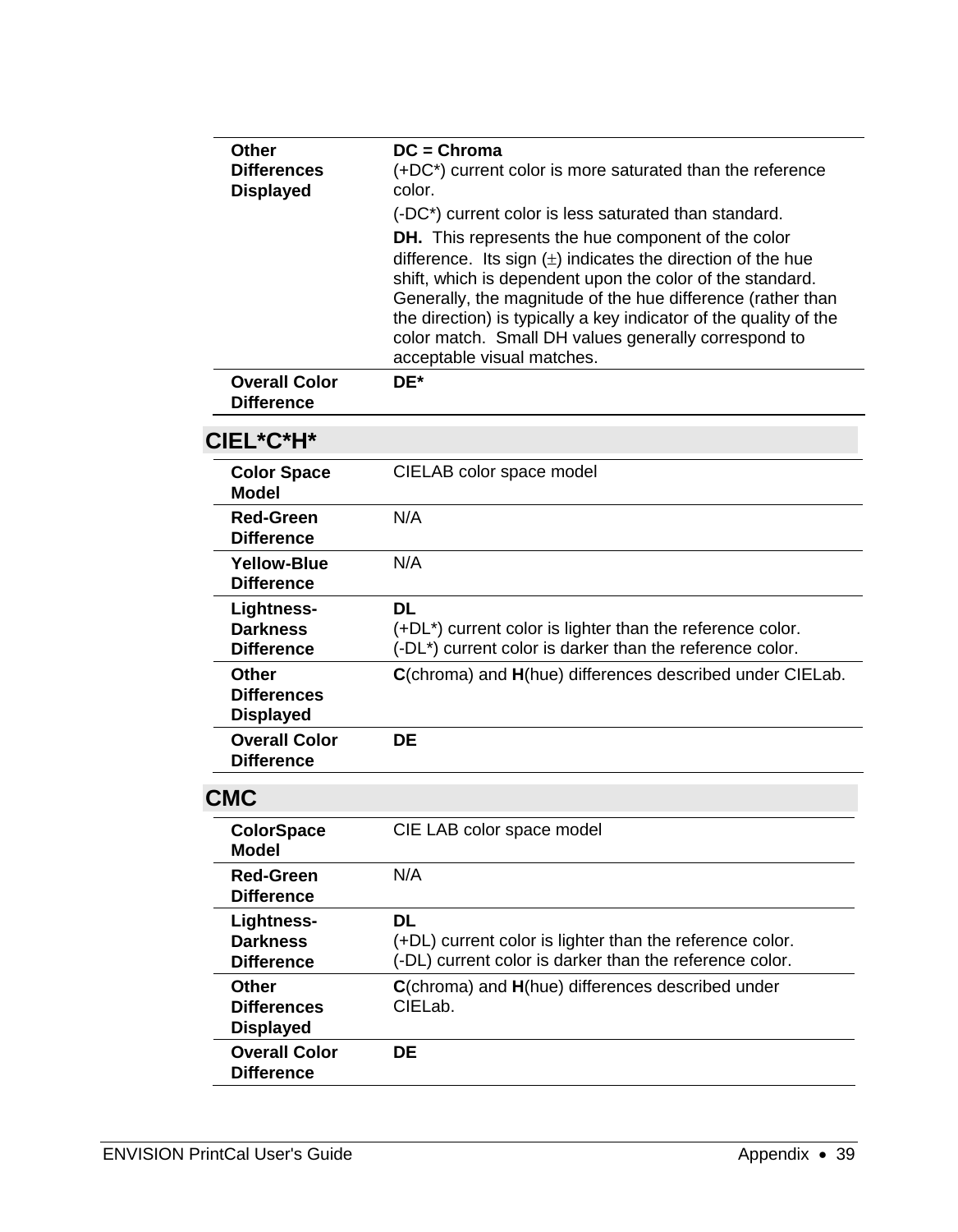| | |
|---|---|
| **Other Differences Displayed** | **DC = Chroma**<br>(+DC*) current color is more saturated than the reference color.<br>(-DC*) current color is less saturated than standard.<br>**DH.** This represents the hue component of the color difference. Its sign (±) indicates the direction of the hue shift, which is dependent upon the color of the standard. Generally, the magnitude of the hue difference (rather than the direction) is typically a key indicator of the quality of the color match. Small DH values generally correspond to acceptable visual matches. |
| **Overall Color Difference** | **DE*** |

## CIEL*C*H*

| | |
|---|---|
| **Color Space Model** | CIELAB color space model |
| **Red-Green Difference** | N/A |
| **Yellow-Blue Difference** | N/A |
| **Lightness-Darkness Difference** | **DL**<br>(+DL*) current color is lighter than the reference color.<br>(-DL*) current color is darker than the reference color. |
| **Other Differences Displayed** | **C**(chroma) and **H**(hue) differences described under CIELab. |
| **Overall Color Difference** | **DE** |

## CMC

| | |
|---|---|
| **ColorSpace Model** | CIE LAB color space model |
| **Red-Green Difference** | N/A |
| **Lightness-Darkness Difference** | **DL**<br>(+DL) current color is lighter than the reference color.<br>(-DL) current color is darker than the reference color. |
| **Other Differences Displayed** | **C**(chroma) and **H**(hue) differences described under CIELab. |
| **Overall Color Difference** | **DE** |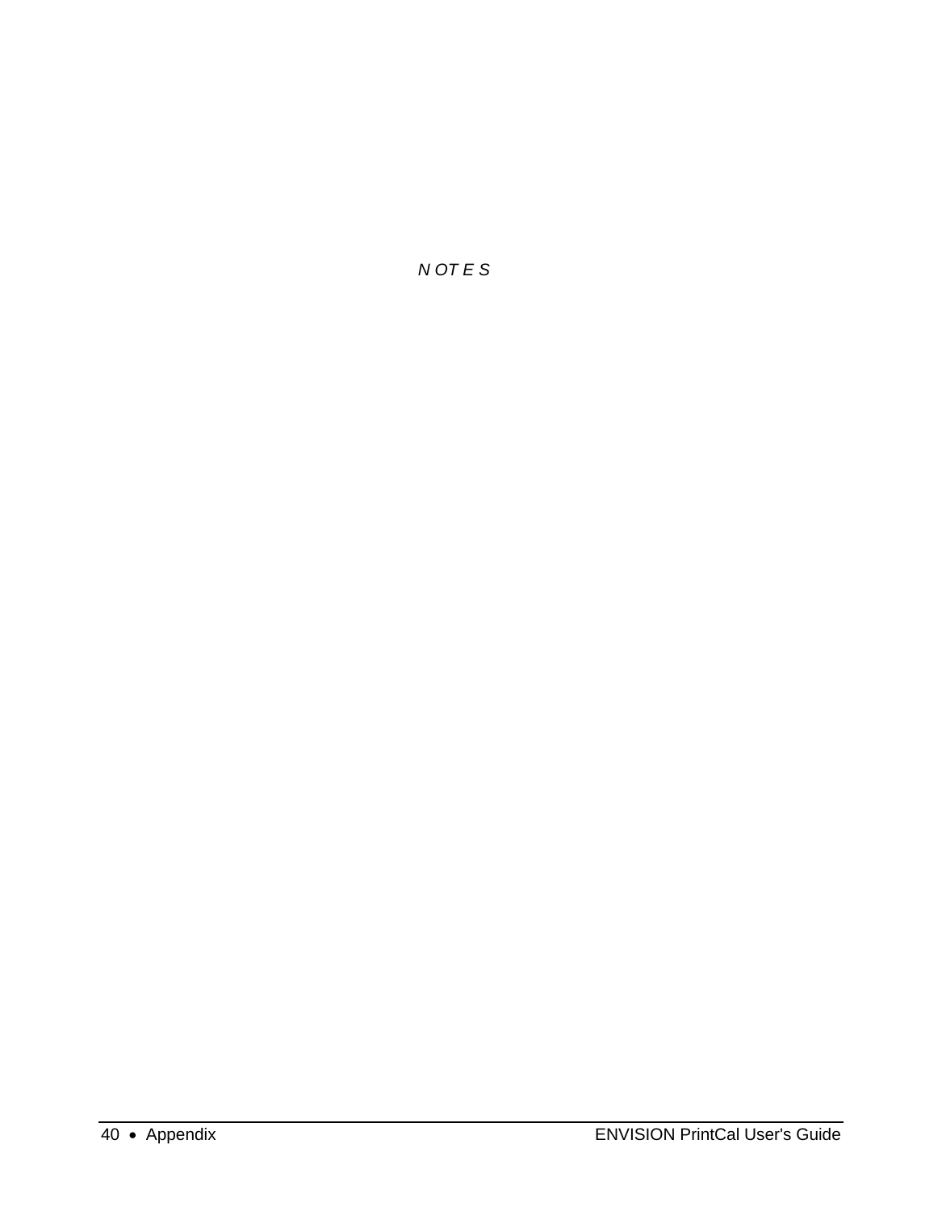*NOTES*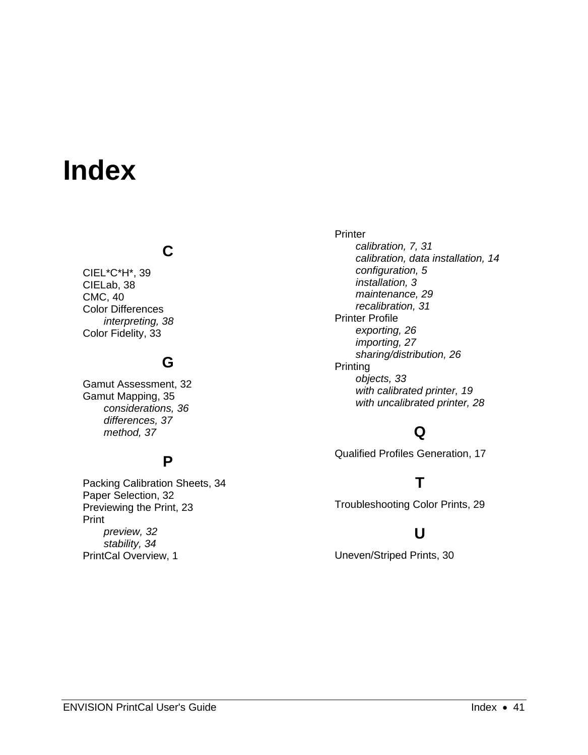# Index

## C

CIEL*C*H*, 39
CIELab, 38
CMC, 40
Color Differences
- *interpreting, 38*

Color Fidelity, 33

## G

Gamut Assessment, 32
Gamut Mapping, 35
- *considerations, 36*
- *differences, 37*
- *method, 37*

## P

Packing Calibration Sheets, 34
Paper Selection, 32
Previewing the Print, 23
Print
- *preview, 32*
- *stability, 34*

PrintCal Overview, 1
Printer
- *calibration, 7, 31*
- *calibration, data installation, 14*
- *configuration, 5*
- *installation, 3*
- *maintenance, 29*
- *recalibration, 31*

Printer Profile
- *exporting, 26*
- *importing, 27*
- *sharing/distribution, 26*

Printing
- *objects, 33*
- *with calibrated printer, 19*
- *with uncalibrated printer, 28*

## Q

Qualified Profiles Generation, 17

## T

Troubleshooting Color Prints, 29

## U

Uneven/Striped Prints, 30